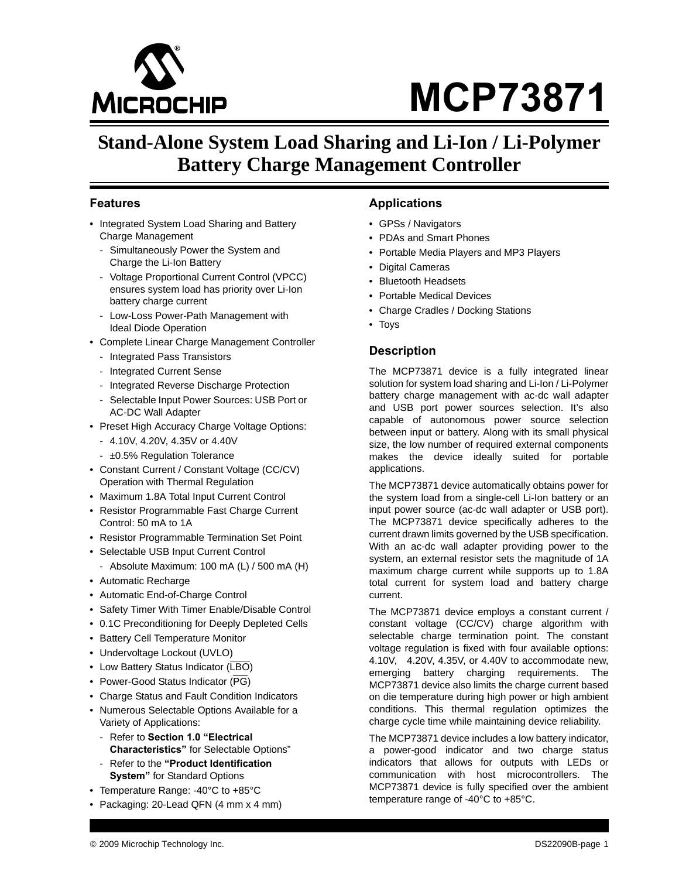# MCP73871

## Stand-Alone System Load Sharing and Li-Ion / Li-Polymer Battery Charge Management Controller

### Features

- Integrated System Load Sharing and Battery Charge Management
  - Simultaneously Power the System and Charge the Li-Ion Battery
  - Voltage Proportional Current Control (VPCC) ensures system load has priority over Li-Ion battery charge current
  - Low-Loss Power-Path Management with Ideal Diode Operation
- Complete Linear Charge Management Controller
  - Integrated Pass Transistors
  - Integrated Current Sense
  - Integrated Reverse Discharge Protection
  - Selectable Input Power Sources: USB Port or AC-DC Wall Adapter
- Preset High Accuracy Charge Voltage Options:
  - 4.10V, 4.20V, 4.35V or 4.40V
  - ±0.5% Regulation Tolerance
- Constant Current / Constant Voltage (CC/CV) Operation with Thermal Regulation
- Maximum 1.8A Total Input Current Control
- Resistor Programmable Fast Charge Current Control: 50 mA to 1A
- Resistor Programmable Termination Set Point
- Selectable USB Input Current Control
  - Absolute Maximum: 100 mA (L) / 500 mA (H)
- Automatic Recharge
- Automatic End-of-Charge Control
- Safety Timer With Timer Enable/Disable Control
- 0.1C Preconditioning for Deeply Depleted Cells
- Battery Cell Temperature Monitor
- Undervoltage Lockout (UVLO)
- Low Battery Status Indicator ($\overline{LBO}$)
- Power-Good Status Indicator ($\overline{PG}$)
- Charge Status and Fault Condition Indicators
- Numerous Selectable Options Available for a Variety of Applications:
  - Refer to **Section 1.0 "Electrical Characteristics"** for Selectable Options"
  - Refer to the **"Product Identification System"** for Standard Options
- Temperature Range: -40°C to +85°C
- Packaging: 20-Lead QFN (4 mm x 4 mm)

### Applications

- GPSs / Navigators
- PDAs and Smart Phones
- Portable Media Players and MP3 Players
- Digital Cameras
- Bluetooth Headsets
- Portable Medical Devices
- Charge Cradles / Docking Stations
- Toys

### Description

The MCP73871 device is a fully integrated linear solution for system load sharing and Li-Ion / Li-Polymer battery charge management with ac-dc wall adapter and USB port power sources selection. It's also capable of autonomous power source selection between input or battery. Along with its small physical size, the low number of required external components makes the device ideally suited for portable applications.

The MCP73871 device automatically obtains power for the system load from a single-cell Li-Ion battery or an input power source (ac-dc wall adapter or USB port). The MCP73871 device specifically adheres to the current drawn limits governed by the USB specification. With an ac-dc wall adapter providing power to the system, an external resistor sets the magnitude of 1A maximum charge current while supports up to 1.8A total current for system load and battery charge current.

The MCP73871 device employs a constant current / constant voltage (CC/CV) charge algorithm with selectable charge termination point. The constant voltage regulation is fixed with four available options: 4.10V, 4.20V, 4.35V, or 4.40V to accommodate new, emerging battery charging requirements. The MCP73871 device also limits the charge current based on die temperature during high power or high ambient conditions. This thermal regulation optimizes the charge cycle time while maintaining device reliability.

The MCP73871 device includes a low battery indicator, a power-good indicator and two charge status indicators that allows for outputs with LEDs or communication with host microcontrollers. The MCP73871 device is fully specified over the ambient temperature range of -40°C to +85°C.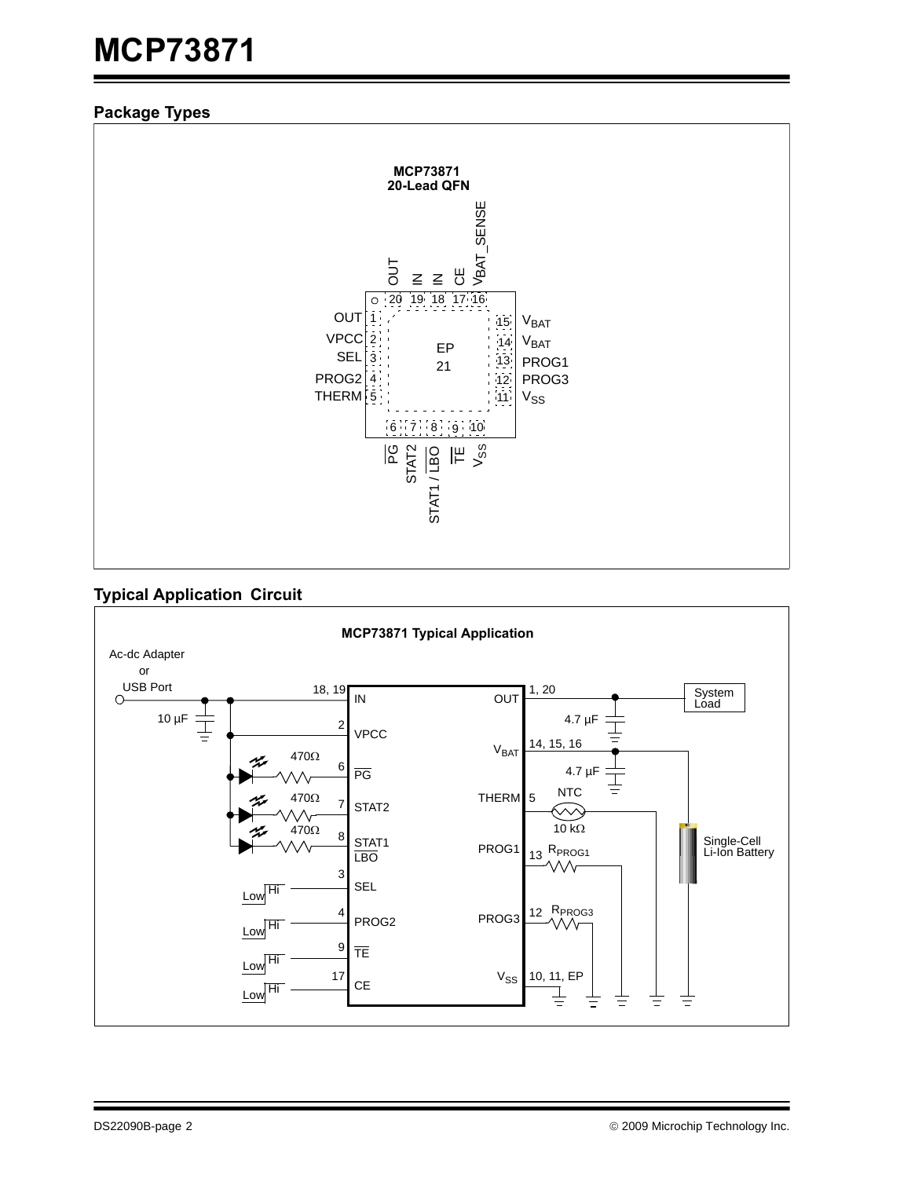## Package Types

**MCP73871**
**20-Lead QFN**

| Pin | Name |
|---|---|
| 1 | OUT |
| 2 | VPCC |
| 3 | SEL |
| 4 | PROG2 |
| 5 | THERM |
| 6 | $\overline{PG}$ |
| 7 | STAT2 |
| 8 | STAT1 / $\overline{LBO}$ |
| 9 | $\overline{TE}$ |
| 10 | $V_{SS}$ |
| 11 | $V_{SS}$ |
| 12 | PROG3 |
| 13 | PROG1 |
| 14 | $V_{BAT}$ |
| 15 | $V_{BAT}$ |
| 16 | $V_{BAT\_SENSE}$ |
| 17 | CE |
| 18 | IN |
| 19 | IN |
| 20 | OUT |
| 21 | EP |

## Typical Application Circuit

**MCP73871 Typical Application**

Ac-dc Adapter or USB Port → IN (18, 19), with 10 µF capacitor to ground; VPCC (2) connected to input.

- $\overline{PG}$ (6), STAT2 (7), STAT1/$\overline{LBO}$ (8): each through LED and 470Ω resistor to input.
- SEL (3), PROG2 (4), $\overline{TE}$ (9), CE (17): Low / Hi.
- OUT (1, 20): to System Load, 4.7 µF capacitor to ground.
- $V_{BAT}$ (14, 15, 16): to Single-Cell Li-Ion Battery, 4.7 µF capacitor to ground.
- THERM (5): NTC 10 kΩ to ground.
- PROG1 (13): $R_{PROG1}$ to ground.
- PROG3 (12): $R_{PROG3}$ to ground.
- $V_{SS}$ (10, 11, EP): ground.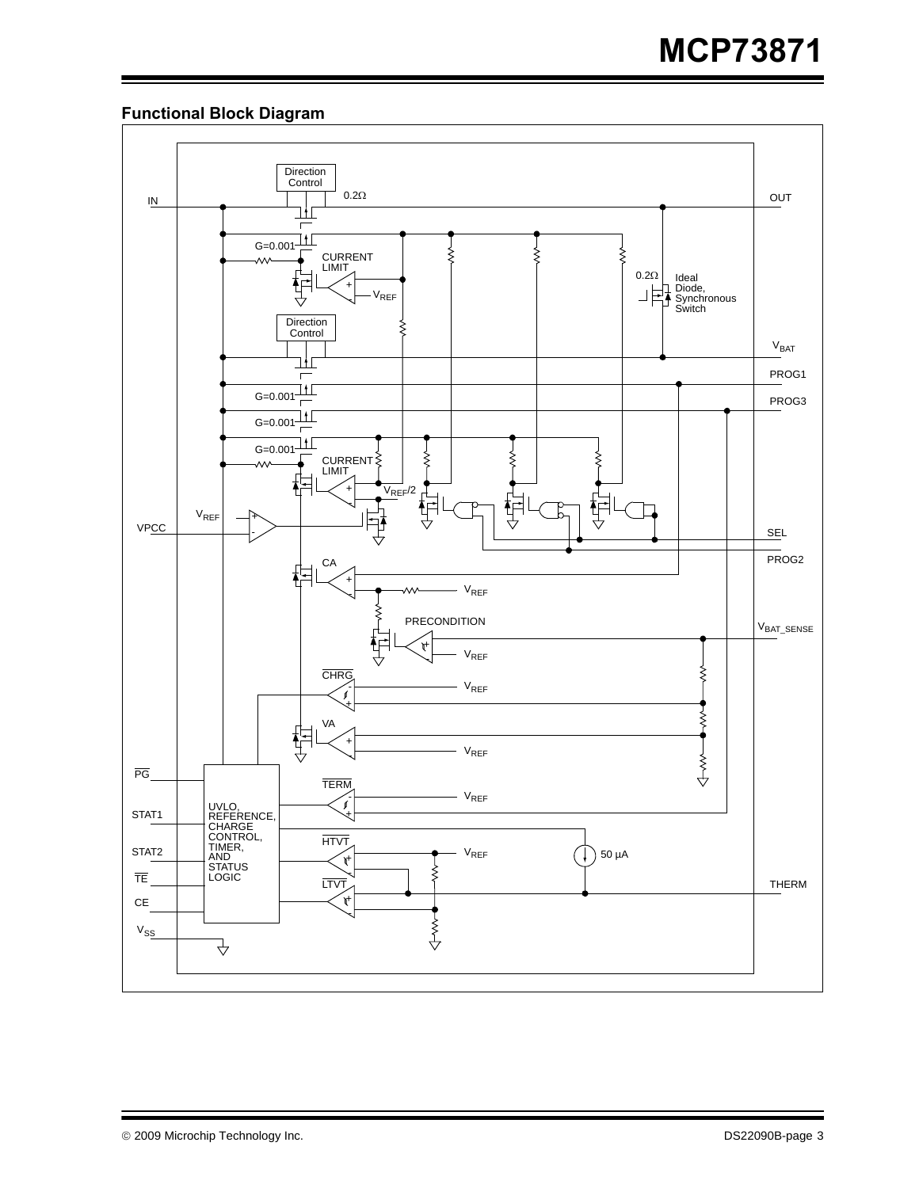## Functional Block Diagram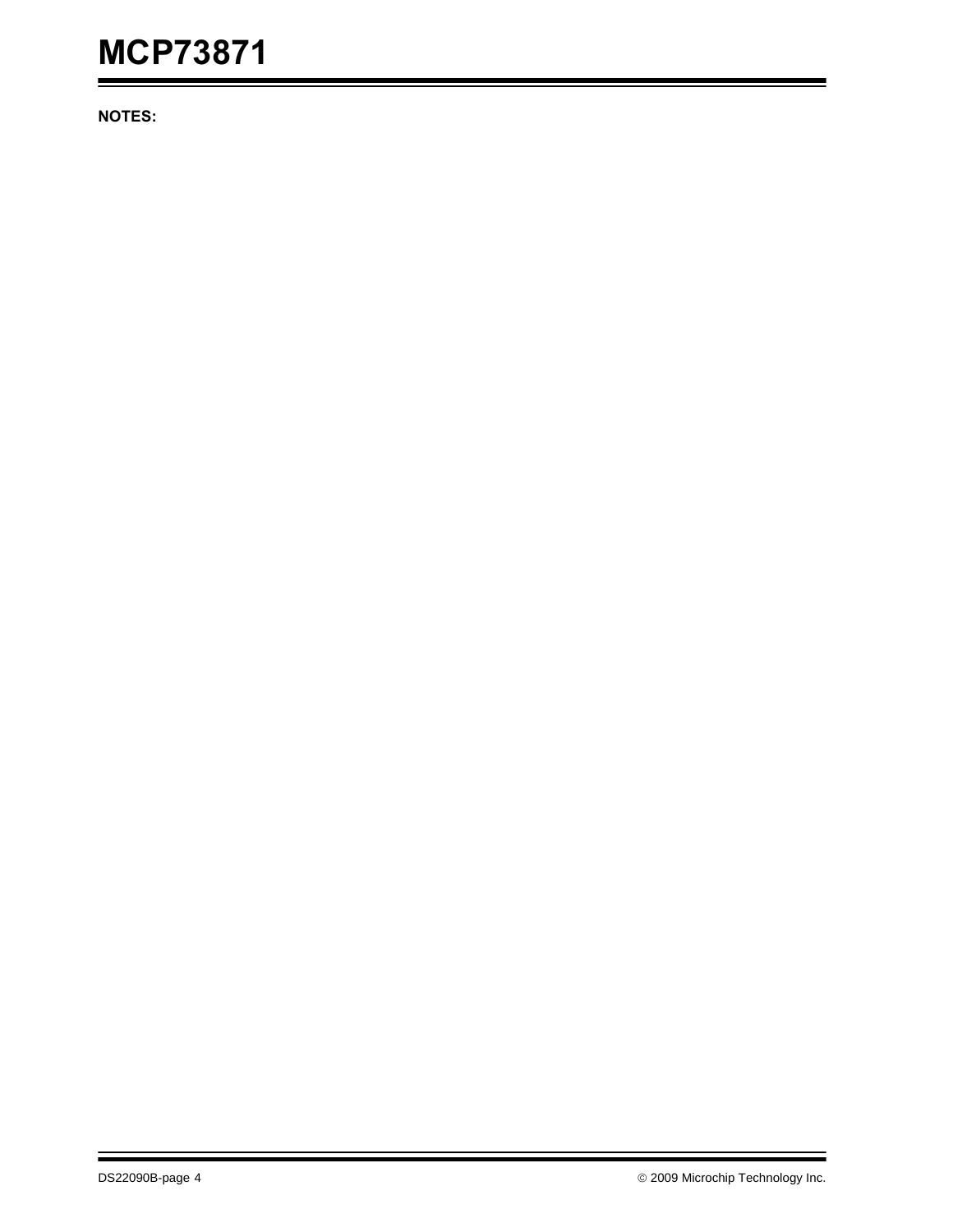**NOTES:**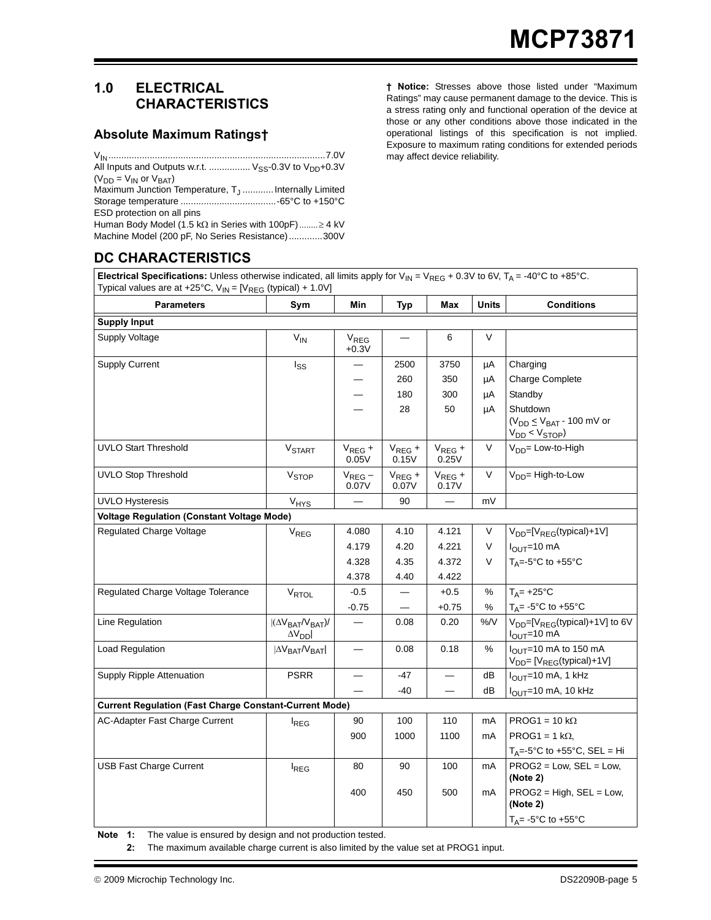## 1.0 ELECTRICAL CHARACTERISTICS

### Absolute Maximum Ratings†

$V_{IN}$ ....................................................................................7.0V
All Inputs and Outputs w.r.t. ................ $V_{SS}$-0.3V to $V_{DD}$+0.3V
($V_{DD}$ = $V_{IN}$ or $V_{BAT}$)
Maximum Junction Temperature, $T_J$ ............Internally Limited
Storage temperature .....................................-65°C to +150°C
ESD protection on all pins
Human Body Model (1.5 kΩ in Series with 100pF)........≥ 4 kV
Machine Model (200 pF, No Series Resistance).............300V

**† Notice:** Stresses above those listed under "Maximum Ratings" may cause permanent damage to the device. This is a stress rating only and functional operation of the device at those or any other conditions above those indicated in the operational listings of this specification is not implied. Exposure to maximum rating conditions for extended periods may affect device reliability.

## DC CHARACTERISTICS

**Electrical Specifications:** Unless otherwise indicated, all limits apply for $V_{IN}$ = $V_{REG}$ + 0.3V to 6V, $T_A$ = -40°C to +85°C. Typical values are at +25°C, $V_{IN}$ = [$V_{REG}$ (typical) + 1.0V]

| Parameters | Sym | Min | Typ | Max | Units | Conditions |
|---|---|---|---|---|---|---|
| **Supply Input** | | | | | | |
| Supply Voltage | $V_{IN}$ | $V_{REG}$ +0.3V | — | 6 | V | |
| Supply Current | $I_{SS}$ | — | 2500 | 3750 | µA | Charging |
| | | — | 260 | 350 | µA | Charge Complete |
| | | — | 180 | 300 | µA | Standby |
| | | — | 28 | 50 | µA | Shutdown ($V_{DD}$ ≤ $V_{BAT}$ - 100 mV or $V_{DD}$ < $V_{STOP}$) |
| UVLO Start Threshold | $V_{START}$ | $V_{REG}$ + 0.05V | $V_{REG}$ + 0.15V | $V_{REG}$ + 0.25V | V | $V_{DD}$= Low-to-High |
| UVLO Stop Threshold | $V_{STOP}$ | $V_{REG}$ – 0.07V | $V_{REG}$ + 0.07V | $V_{REG}$ + 0.17V | V | $V_{DD}$= High-to-Low |
| UVLO Hysteresis | $V_{HYS}$ | — | 90 | — | mV | |
| **Voltage Regulation (Constant Voltage Mode)** | | | | | | |
| Regulated Charge Voltage | $V_{REG}$ | 4.080 | 4.10 | 4.121 | V | $V_{DD}$=[$V_{REG}$(typical)+1V] |
| | | 4.179 | 4.20 | 4.221 | V | $I_{OUT}$=10 mA |
| | | 4.328 | 4.35 | 4.372 | V | $T_A$=-5°C to +55°C |
| | | 4.378 | 4.40 | 4.422 | | |
| Regulated Charge Voltage Tolerance | $V_{RTOL}$ | -0.5 | — | +0.5 | % | $T_A$= +25°C |
| | | -0.75 | — | +0.75 | % | $T_A$= -5°C to +55°C |
| Line Regulation | $\|(\Delta V_{BAT}/V_{BAT})/\Delta V_{DD}\|$ | — | 0.08 | 0.20 | %/V | $V_{DD}$=[$V_{REG}$(typical)+1V] to 6V $I_{OUT}$=10 mA |
| Load Regulation | $\|\Delta V_{BAT}/V_{BAT}\|$ | — | 0.08 | 0.18 | % | $I_{OUT}$=10 mA to 150 mA $V_{DD}$= [$V_{REG}$(typical)+1V] |
| Supply Ripple Attenuation | PSRR | — | -47 | — | dB | $I_{OUT}$=10 mA, 1 kHz |
| | | — | -40 | — | dB | $I_{OUT}$=10 mA, 10 kHz |
| **Current Regulation (Fast Charge Constant-Current Mode)** | | | | | | |
| AC-Adapter Fast Charge Current | $I_{REG}$ | 90 | 100 | 110 | mA | PROG1 = 10 kΩ |
| | | 900 | 1000 | 1100 | mA | PROG1 = 1 kΩ, |
| | | | | | | $T_A$=-5°C to +55°C, SEL = Hi |
| USB Fast Charge Current | $I_{REG}$ | 80 | 90 | 100 | mA | PROG2 = Low, SEL = Low, **(Note 2)** |
| | | 400 | 450 | 500 | mA | PROG2 = High, SEL = Low, **(Note 2)** |
| | | | | | | $T_A$= -5°C to +55°C |

**Note 1:** The value is ensured by design and not production tested.

**2:** The maximum available charge current is also limited by the value set at PROG1 input.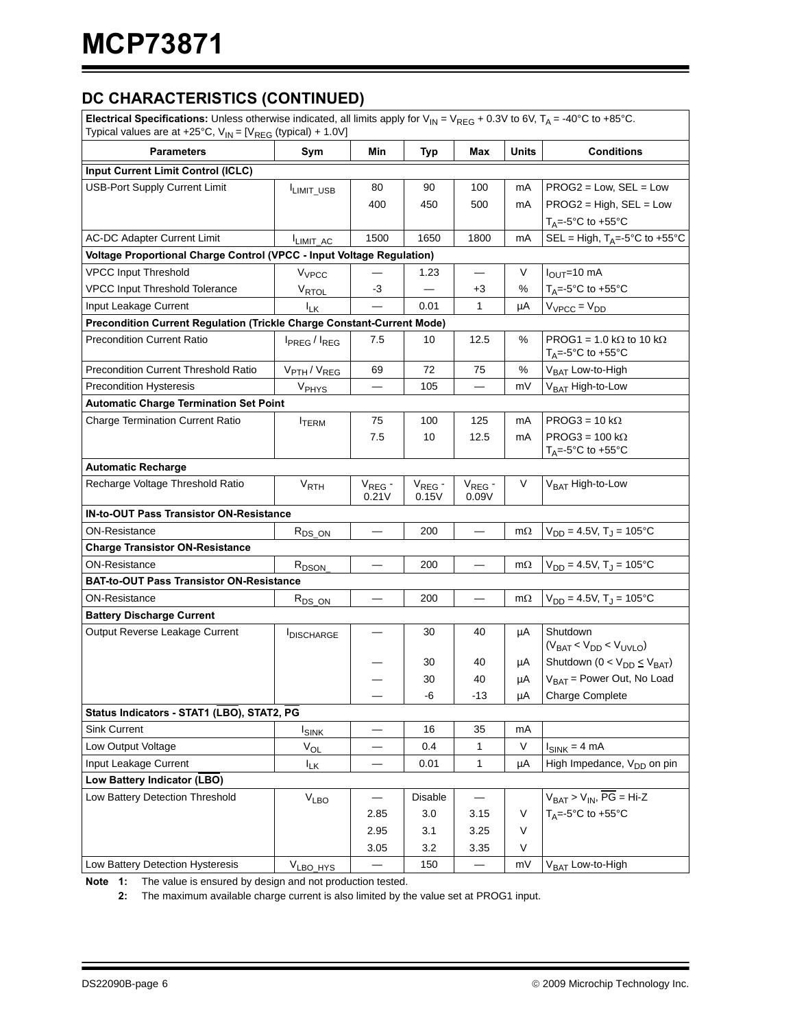## DC CHARACTERISTICS (CONTINUED)

| **Electrical Specifications:** Unless otherwise indicated, all limits apply for $V_{IN} = V_{REG} + 0.3V$ to 6V, $T_A$ = -40°C to +85°C. Typical values are at +25°C, $V_{IN} = [V_{REG}$ (typical) + 1.0V] | | | | | | |
|---|---|---|---|---|---|---|
| **Parameters** | **Sym** | **Min** | **Typ** | **Max** | **Units** | **Conditions** |
| **Input Current Limit Control (ICLC)** | | | | | | |
| USB-Port Supply Current Limit | $I_{LIMIT\_USB}$ | 80 | 90 | 100 | mA | PROG2 = Low, SEL = Low |
| | | 400 | 450 | 500 | mA | PROG2 = High, SEL = Low |
| | | | | | | $T_A$=-5°C to +55°C |
| AC-DC Adapter Current Limit | $I_{LIMIT\_AC}$ | 1500 | 1650 | 1800 | mA | SEL = High, $T_A$=-5°C to +55°C |
| **Voltage Proportional Charge Control (VPCC - Input Voltage Regulation)** | | | | | | |
| VPCC Input Threshold | $V_{VPCC}$ | — | 1.23 | — | V | $I_{OUT}$=10 mA |
| VPCC Input Threshold Tolerance | $V_{RTOL}$ | -3 | — | +3 | % | $T_A$=-5°C to +55°C |
| Input Leakage Current | $I_{LK}$ | — | 0.01 | 1 | µA | $V_{VPCC} = V_{DD}$ |
| **Precondition Current Regulation (Trickle Charge Constant-Current Mode)** | | | | | | |
| Precondition Current Ratio | $I_{PREG} / I_{REG}$ | 7.5 | 10 | 12.5 | % | PROG1 = 1.0 kΩ to 10 kΩ $T_A$=-5°C to +55°C |
| Precondition Current Threshold Ratio | $V_{PTH} / V_{REG}$ | 69 | 72 | 75 | % | $V_{BAT}$ Low-to-High |
| Precondition Hysteresis | $V_{PHYS}$ | — | 105 | — | mV | $V_{BAT}$ High-to-Low |
| **Automatic Charge Termination Set Point** | | | | | | |
| Charge Termination Current Ratio | $I_{TERM}$ | 75 | 100 | 125 | mA | PROG3 = 10 kΩ |
| | | 7.5 | 10 | 12.5 | mA | PROG3 = 100 kΩ $T_A$=-5°C to +55°C |
| **Automatic Recharge** | | | | | | |
| Recharge Voltage Threshold Ratio | $V_{RTH}$ | $V_{REG}$ - 0.21V | $V_{REG}$ - 0.15V | $V_{REG}$ - 0.09V | V | $V_{BAT}$ High-to-Low |
| **IN-to-OUT Pass Transistor ON-Resistance** | | | | | | |
| ON-Resistance | $R_{DS\_ON}$ | — | 200 | — | mΩ | $V_{DD}$ = 4.5V, $T_J$ = 105°C |
| **Charge Transistor ON-Resistance** | | | | | | |
| ON-Resistance | $R_{DSON\_}$ | — | 200 | — | mΩ | $V_{DD}$ = 4.5V, $T_J$ = 105°C |
| **BAT-to-OUT Pass Transistor ON-Resistance** | | | | | | |
| ON-Resistance | $R_{DS\_ON}$ | — | 200 | — | mΩ | $V_{DD}$ = 4.5V, $T_J$ = 105°C |
| **Battery Discharge Current** | | | | | | |
| Output Reverse Leakage Current | $I_{DISCHARGE}$ | — | 30 | 40 | µA | Shutdown ($V_{BAT} < V_{DD} < V_{UVLO}$) |
| | | — | 30 | 40 | µA | Shutdown ($0 < V_{DD} \leq V_{BAT}$) |
| | | — | 30 | 40 | µA | $V_{BAT}$ = Power Out, No Load |
| | | — | -6 | -13 | µA | Charge Complete |
| **Status Indicators - STAT1 ($\overline{LBO}$), STAT2, $\overline{PG}$** | | | | | | |
| Sink Current | $I_{SINK}$ | — | 16 | 35 | mA | |
| Low Output Voltage | $V_{OL}$ | — | 0.4 | 1 | V | $I_{SINK}$ = 4 mA |
| Input Leakage Current | $I_{LK}$ | — | 0.01 | 1 | µA | High Impedance, $V_{DD}$ on pin |
| **Low Battery Indicator ($\overline{LBO}$)** | | | | | | |
| Low Battery Detection Threshold | $V_{LBO}$ | — | Disable | — | | $V_{BAT} > V_{IN}$, $\overline{PG}$ = Hi-Z |
| | | 2.85 | 3.0 | 3.15 | V | $T_A$=-5°C to +55°C |
| | | 2.95 | 3.1 | 3.25 | V | |
| | | 3.05 | 3.2 | 3.35 | V | |
| Low Battery Detection Hysteresis | $V_{LBO\_HYS}$ | — | 150 | — | mV | $V_{BAT}$ Low-to-High |

**Note 1:** The value is ensured by design and not production tested.

**2:** The maximum available charge current is also limited by the value set at PROG1 input.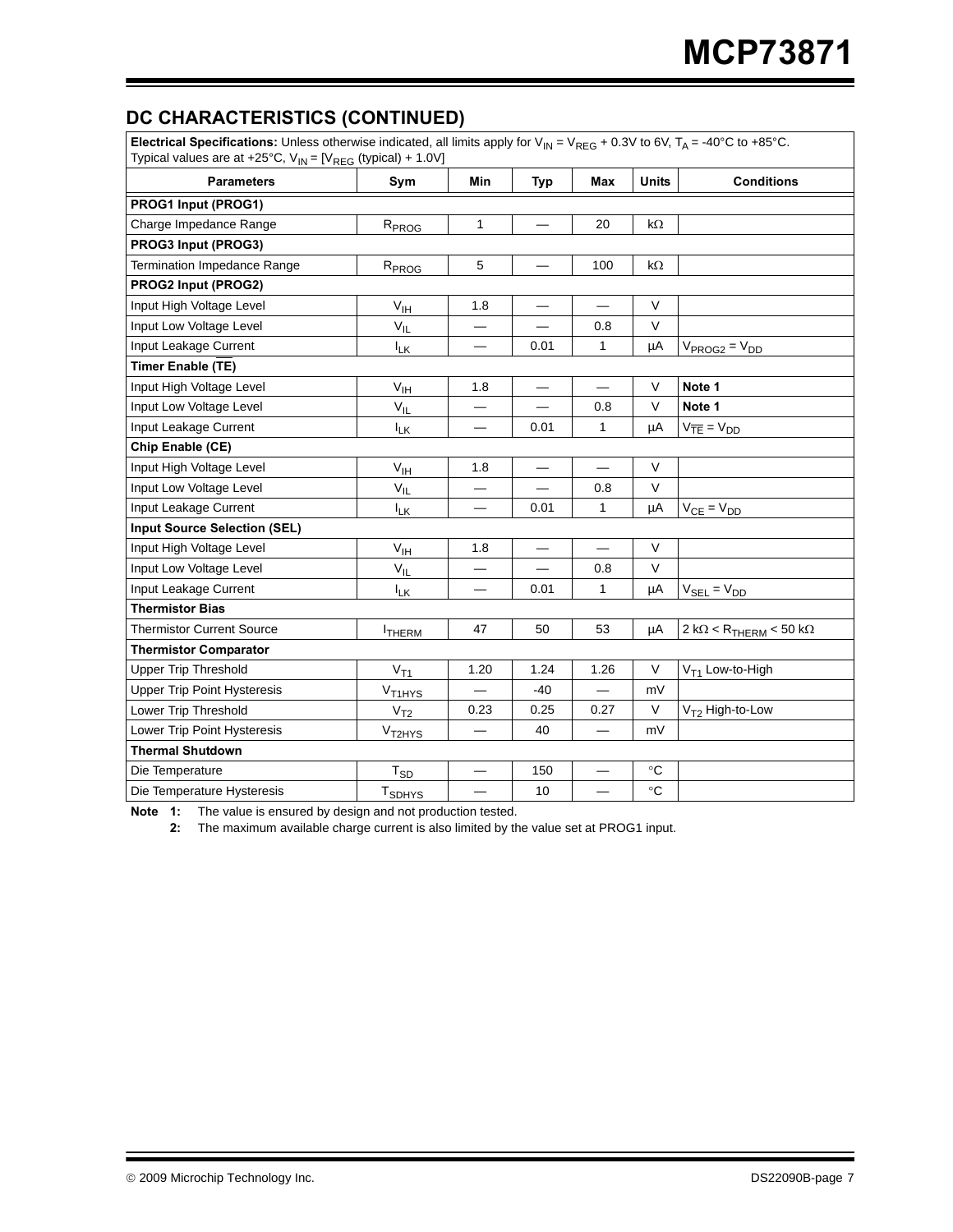## DC CHARACTERISTICS (CONTINUED)

| Electrical Specifications: Unless otherwise indicated, all limits apply for $V_{IN} = V_{REG} + 0.3V$ to 6V, $T_A$ = -40°C to +85°C. Typical values are at +25°C, $V_{IN} = [V_{REG}$ (typical) + 1.0V] | | | | | | |
|---|---|---|---|---|---|---|
| **Parameters** | **Sym** | **Min** | **Typ** | **Max** | **Units** | **Conditions** |
| **PROG1 Input (PROG1)** | | | | | | |
| Charge Impedance Range | $R_{PROG}$ | 1 | — | 20 | kΩ | |
| **PROG3 Input (PROG3)** | | | | | | |
| Termination Impedance Range | $R_{PROG}$ | 5 | — | 100 | kΩ | |
| **PROG2 Input (PROG2)** | | | | | | |
| Input High Voltage Level | $V_{IH}$ | 1.8 | — | — | V | |
| Input Low Voltage Level | $V_{IL}$ | — | — | 0.8 | V | |
| Input Leakage Current | $I_{LK}$ | — | 0.01 | 1 | µA | $V_{PROG2} = V_{DD}$ |
| **Timer Enable (TE)** | | | | | | |
| Input High Voltage Level | $V_{IH}$ | 1.8 | — | — | V | **Note 1** |
| Input Low Voltage Level | $V_{IL}$ | — | — | 0.8 | V | **Note 1** |
| Input Leakage Current | $I_{LK}$ | — | 0.01 | 1 | µA | $V_{\overline{TE}} = V_{DD}$ |
| **Chip Enable (CE)** | | | | | | |
| Input High Voltage Level | $V_{IH}$ | 1.8 | — | — | V | |
| Input Low Voltage Level | $V_{IL}$ | — | — | 0.8 | V | |
| Input Leakage Current | $I_{LK}$ | — | 0.01 | 1 | µA | $V_{CE} = V_{DD}$ |
| **Input Source Selection (SEL)** | | | | | | |
| Input High Voltage Level | $V_{IH}$ | 1.8 | — | — | V | |
| Input Low Voltage Level | $V_{IL}$ | — | — | 0.8 | V | |
| Input Leakage Current | $I_{LK}$ | — | 0.01 | 1 | µA | $V_{SEL} = V_{DD}$ |
| **Thermistor Bias** | | | | | | |
| Thermistor Current Source | $I_{THERM}$ | 47 | 50 | 53 | µA | 2 kΩ < $R_{THERM}$ < 50 kΩ |
| **Thermistor Comparator** | | | | | | |
| Upper Trip Threshold | $V_{T1}$ | 1.20 | 1.24 | 1.26 | V | $V_{T1}$ Low-to-High |
| Upper Trip Point Hysteresis | $V_{T1HYS}$ | — | -40 | — | mV | |
| Lower Trip Threshold | $V_{T2}$ | 0.23 | 0.25 | 0.27 | V | $V_{T2}$ High-to-Low |
| Lower Trip Point Hysteresis | $V_{T2HYS}$ | — | 40 | — | mV | |
| **Thermal Shutdown** | | | | | | |
| Die Temperature | $T_{SD}$ | — | 150 | — | °C | |
| Die Temperature Hysteresis | $T_{SDHYS}$ | — | 10 | — | °C | |

**Note 1:** The value is ensured by design and not production tested.

**2:** The maximum available charge current is also limited by the value set at PROG1 input.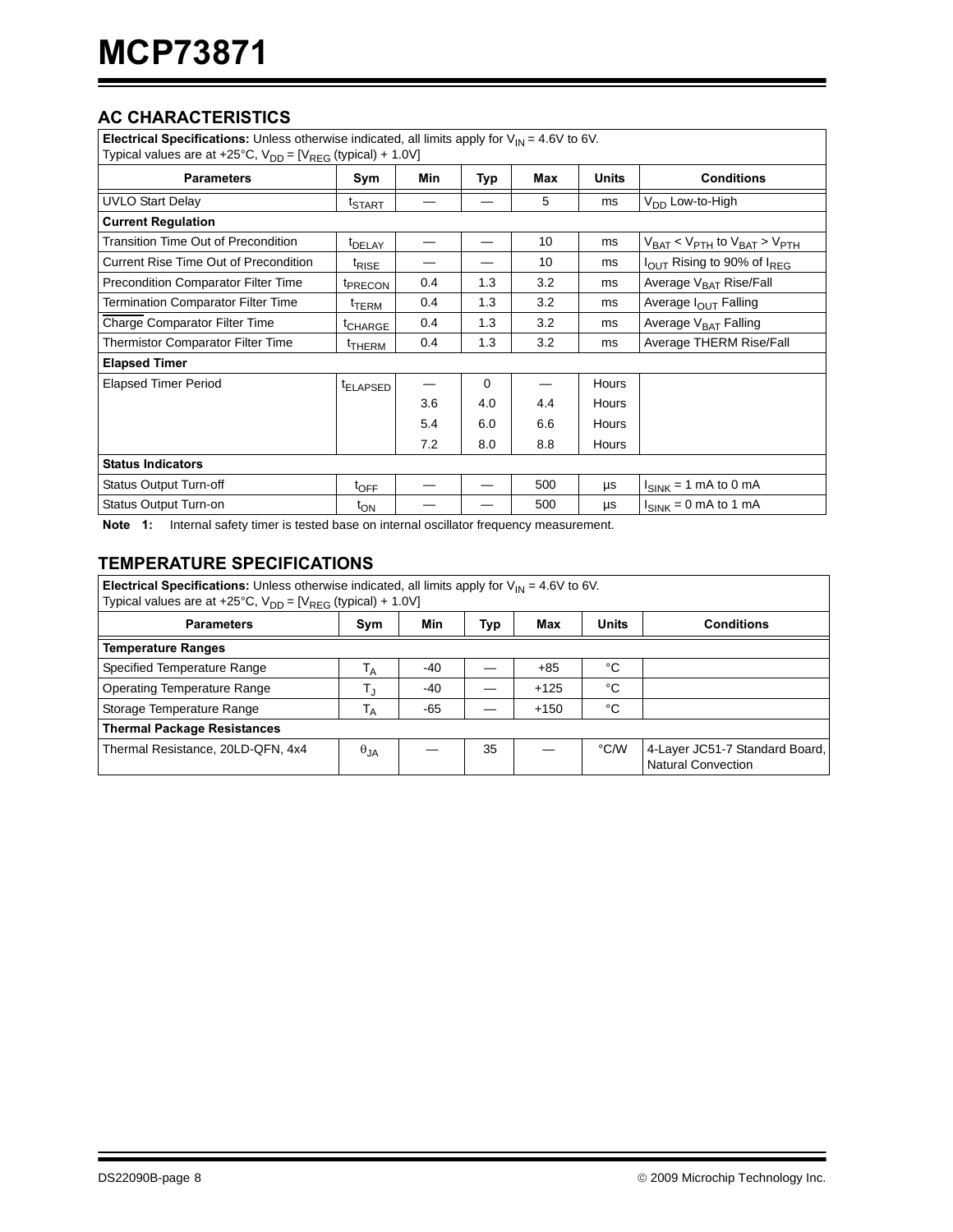## AC CHARACTERISTICS

| **Electrical Specifications:** Unless otherwise indicated, all limits apply for $V_{IN}$ = 4.6V to 6V. Typical values are at +25°C, $V_{DD}$ = [$V_{REG}$ (typical) + 1.0V] | | | | | | |
|---|---|---|---|---|---|---|
| **Parameters** | **Sym** | **Min** | **Typ** | **Max** | **Units** | **Conditions** |
| UVLO Start Delay | $t_{START}$ | — | — | 5 | ms | $V_{DD}$ Low-to-High |
| **Current Regulation** | | | | | | |
| Transition Time Out of Precondition | $t_{DELAY}$ | — | — | 10 | ms | $V_{BAT} < V_{PTH}$ to $V_{BAT} > V_{PTH}$ |
| Current Rise Time Out of Precondition | $t_{RISE}$ | — | — | 10 | ms | $I_{OUT}$ Rising to 90% of $I_{REG}$ |
| Precondition Comparator Filter Time | $t_{PRECON}$ | 0.4 | 1.3 | 3.2 | ms | Average $V_{BAT}$ Rise/Fall |
| Termination Comparator Filter Time | $t_{TERM}$ | 0.4 | 1.3 | 3.2 | ms | Average $I_{OUT}$ Falling |
| $\overline{\text{Charge}}$ Comparator Filter Time | $t_{CHARGE}$ | 0.4 | 1.3 | 3.2 | ms | Average $V_{BAT}$ Falling |
| Thermistor Comparator Filter Time | $t_{THERM}$ | 0.4 | 1.3 | 3.2 | ms | Average THERM Rise/Fall |
| **Elapsed Timer** | | | | | | |
| Elapsed Timer Period | $t_{ELAPSED}$ | — | 0 | — | Hours | |
| | | 3.6 | 4.0 | 4.4 | Hours | |
| | | 5.4 | 6.0 | 6.6 | Hours | |
| | | 7.2 | 8.0 | 8.8 | Hours | |
| **Status Indicators** | | | | | | |
| Status Output Turn-off | $t_{OFF}$ | — | — | 500 | µs | $I_{SINK}$ = 1 mA to 0 mA |
| Status Output Turn-on | $t_{ON}$ | — | — | 500 | µs | $I_{SINK}$ = 0 mA to 1 mA |

**Note 1:** Internal safety timer is tested base on internal oscillator frequency measurement.

## TEMPERATURE SPECIFICATIONS

| **Electrical Specifications:** Unless otherwise indicated, all limits apply for $V_{IN}$ = 4.6V to 6V. Typical values are at +25°C, $V_{DD}$ = [$V_{REG}$ (typical) + 1.0V] | | | | | | |
|---|---|---|---|---|---|---|
| **Parameters** | **Sym** | **Min** | **Typ** | **Max** | **Units** | **Conditions** |
| **Temperature Ranges** | | | | | | |
| Specified Temperature Range | $T_A$ | -40 | — | +85 | °C | |
| Operating Temperature Range | $T_J$ | -40 | — | +125 | °C | |
| Storage Temperature Range | $T_A$ | -65 | — | +150 | °C | |
| **Thermal Package Resistances** | | | | | | |
| Thermal Resistance, 20LD-QFN, 4x4 | $\theta_{JA}$ | — | 35 | — | °C/W | 4-Layer JC51-7 Standard Board, Natural Convection |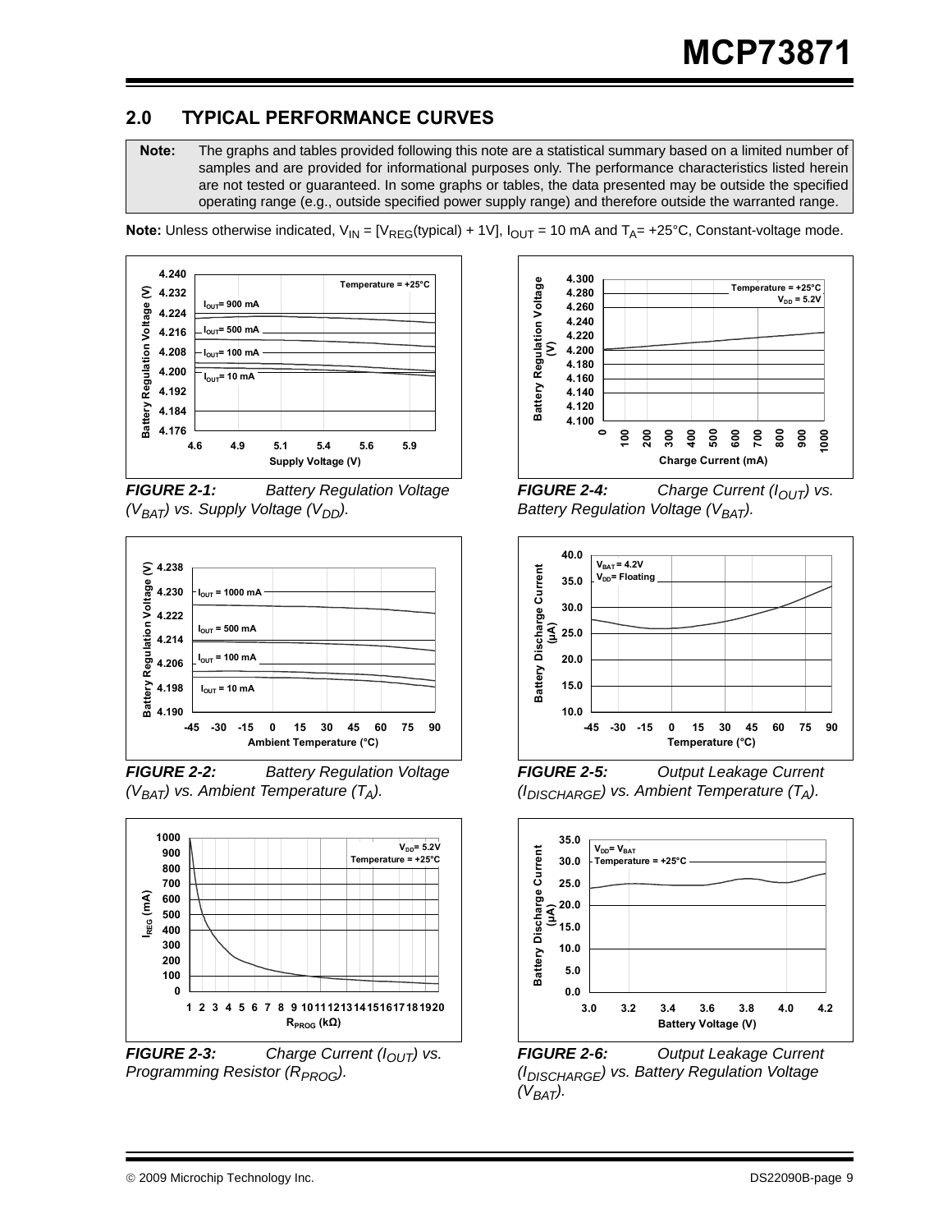## 2.0 TYPICAL PERFORMANCE CURVES

**Note:** The graphs and tables provided following this note are a statistical summary based on a limited number of samples and are provided for informational purposes only. The performance characteristics listed herein are not tested or guaranteed. In some graphs or tables, the data presented may be outside the specified operating range (e.g., outside specified power supply range) and therefore outside the warranted range.

**Note:** Unless otherwise indicated, $V_{IN}$ = [$V_{REG}$(typical) + 1V], $I_{OUT}$ = 10 mA and $T_A$= +25°C, Constant-voltage mode.

***FIGURE 2-1:*** *Battery Regulation Voltage ($V_{BAT}$) vs. Supply Voltage ($V_{DD}$).*

***FIGURE 2-2:*** *Battery Regulation Voltage ($V_{BAT}$) vs. Ambient Temperature ($T_A$).*

***FIGURE 2-3:*** *Charge Current ($I_{OUT}$) vs. Programming Resistor ($R_{PROG}$).*

***FIGURE 2-4:*** *Charge Current ($I_{OUT}$) vs. Battery Regulation Voltage ($V_{BAT}$).*

***FIGURE 2-5:*** *Output Leakage Current ($I_{DISCHARGE}$) vs. Ambient Temperature ($T_A$).*

***FIGURE 2-6:*** *Output Leakage Current ($I_{DISCHARGE}$) vs. Battery Regulation Voltage ($V_{BAT}$).*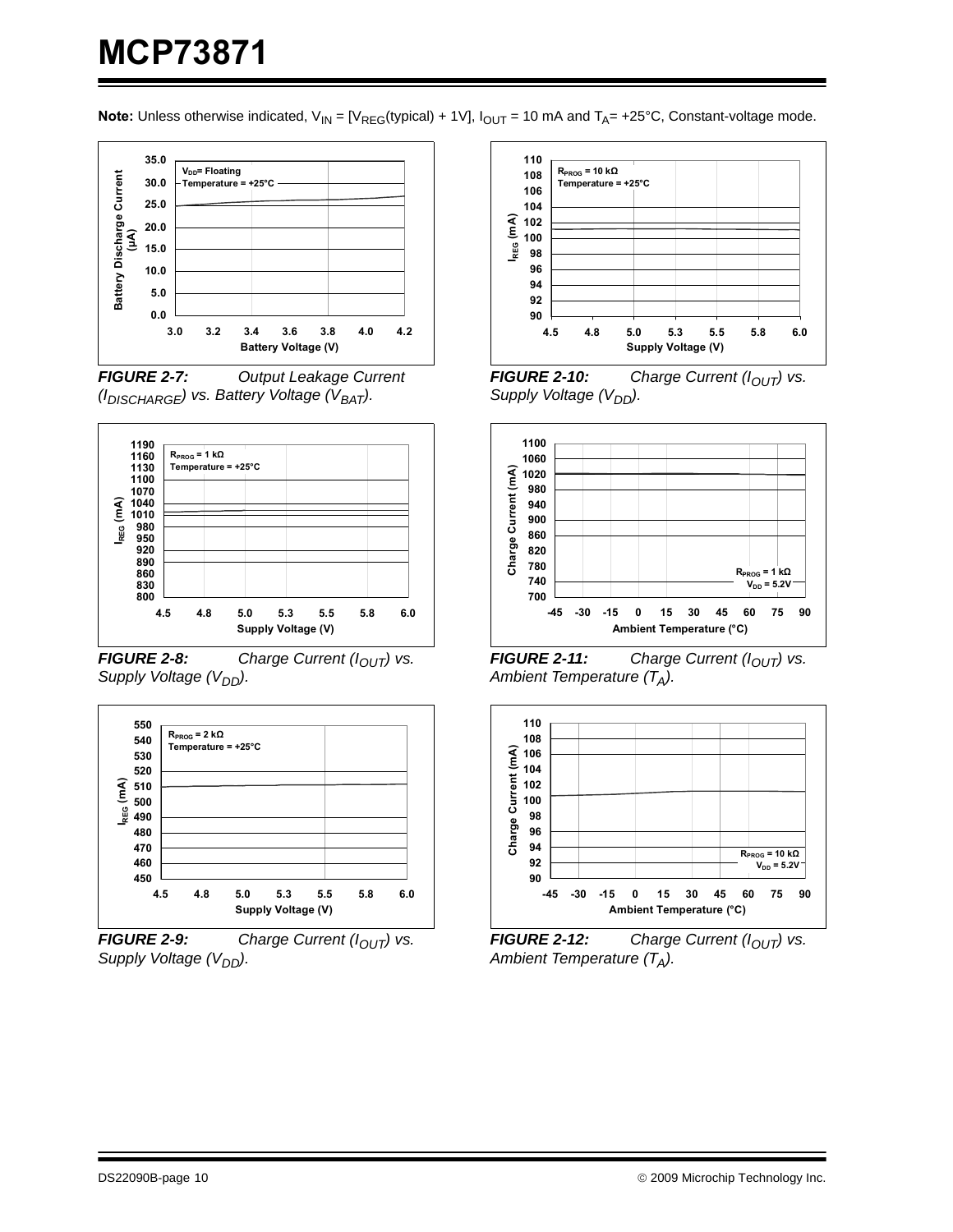**Note:** Unless otherwise indicated, $V_{IN}$ = [$V_{REG}$(typical) + 1V], $I_{OUT}$ = 10 mA and $T_A$= +25°C, Constant-voltage mode.

*FIGURE 2-7: Output Leakage Current ($I_{DISCHARGE}$) vs. Battery Voltage ($V_{BAT}$).*

*FIGURE 2-8: Charge Current ($I_{OUT}$) vs. Supply Voltage ($V_{DD}$).*

*FIGURE 2-9: Charge Current ($I_{OUT}$) vs. Supply Voltage ($V_{DD}$).*

*FIGURE 2-10: Charge Current ($I_{OUT}$) vs. Supply Voltage ($V_{DD}$).*

*FIGURE 2-11: Charge Current ($I_{OUT}$) vs. Ambient Temperature ($T_A$).*

*FIGURE 2-12: Charge Current ($I_{OUT}$) vs. Ambient Temperature ($T_A$).*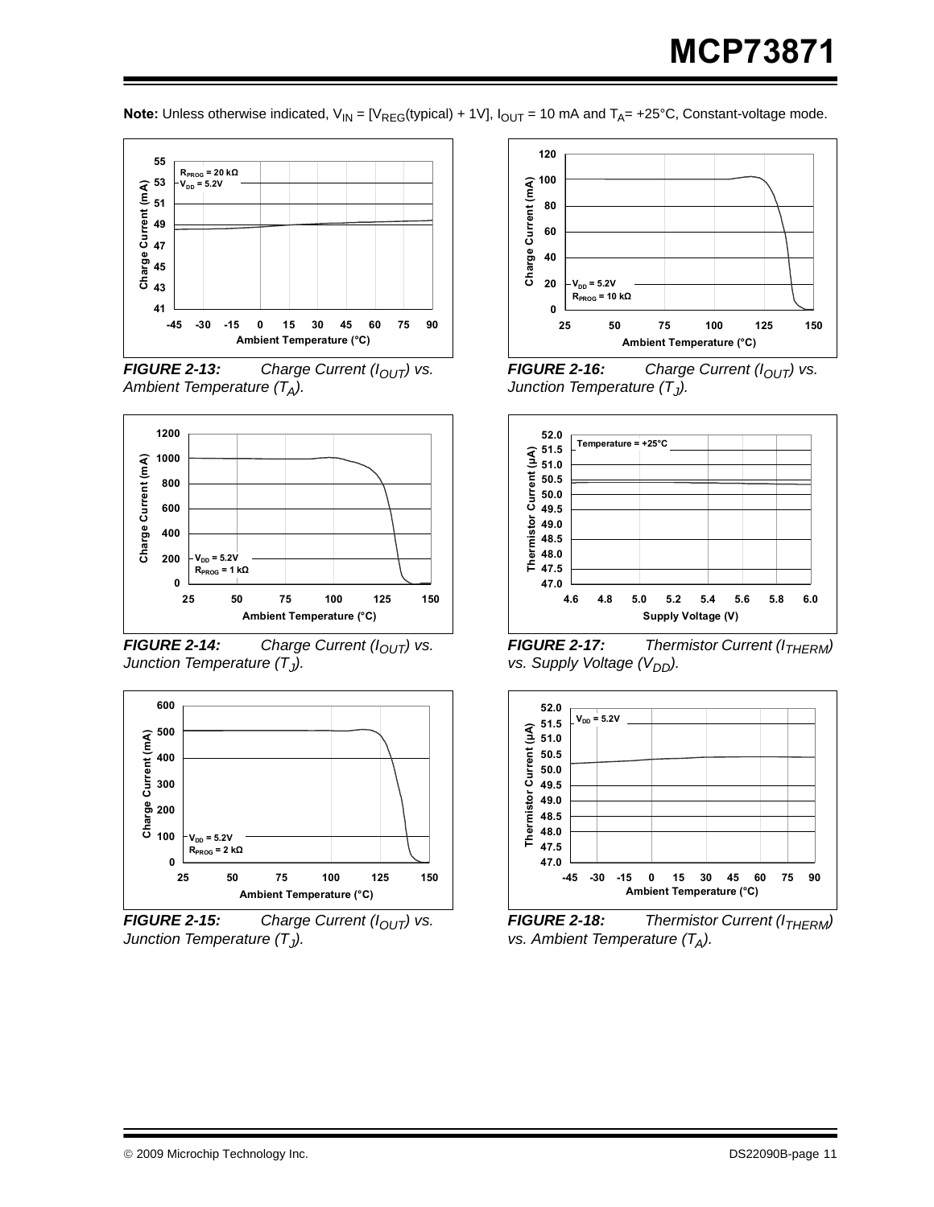**Note:** Unless otherwise indicated, $V_{IN}$ = [$V_{REG}$(typical) + 1V], $I_{OUT}$ = 10 mA and $T_A$= +25°C, Constant-voltage mode.

***FIGURE 2-13:*** *Charge Current ($I_{OUT}$) vs. Ambient Temperature ($T_A$).*

***FIGURE 2-14:*** *Charge Current ($I_{OUT}$) vs. Junction Temperature ($T_J$).*

***FIGURE 2-15:*** *Charge Current ($I_{OUT}$) vs. Junction Temperature ($T_J$).*

***FIGURE 2-16:*** *Charge Current ($I_{OUT}$) vs. Junction Temperature ($T_J$).*

***FIGURE 2-17:*** *Thermistor Current ($I_{THERM}$) vs. Supply Voltage ($V_{DD}$).*

***FIGURE 2-18:*** *Thermistor Current ($I_{THERM}$) vs. Ambient Temperature ($T_A$).*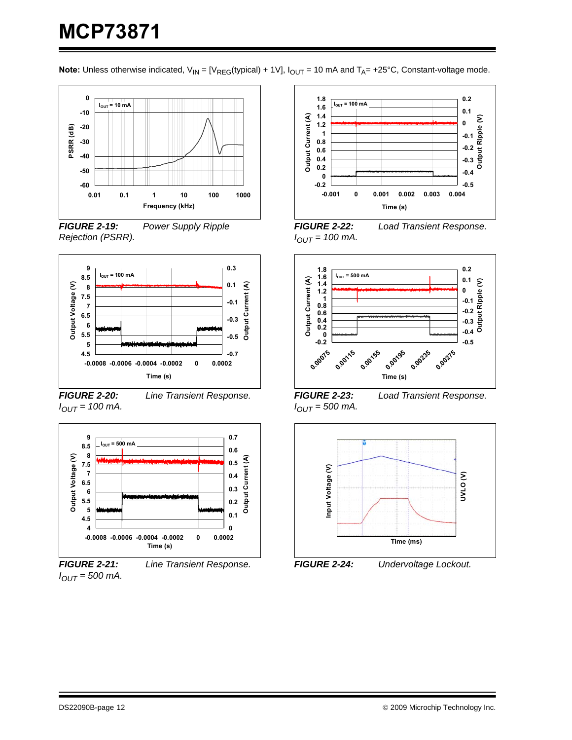**Note:** Unless otherwise indicated, $V_{IN}$ = [$V_{REG}$(typical) + 1V], $I_{OUT}$ = 10 mA and $T_A$= +25°C, Constant-voltage mode.

***FIGURE 2-19:*** *Power Supply Ripple Rejection (PSRR).*

***FIGURE 2-20:*** *Line Transient Response. $I_{OUT}$ = 100 mA.*

***FIGURE 2-21:*** *Line Transient Response. $I_{OUT}$ = 500 mA.*

***FIGURE 2-22:*** *Load Transient Response. $I_{OUT}$ = 100 mA.*

***FIGURE 2-23:*** *Load Transient Response. $I_{OUT}$ = 500 mA.*

***FIGURE 2-24:*** *Undervoltage Lockout.*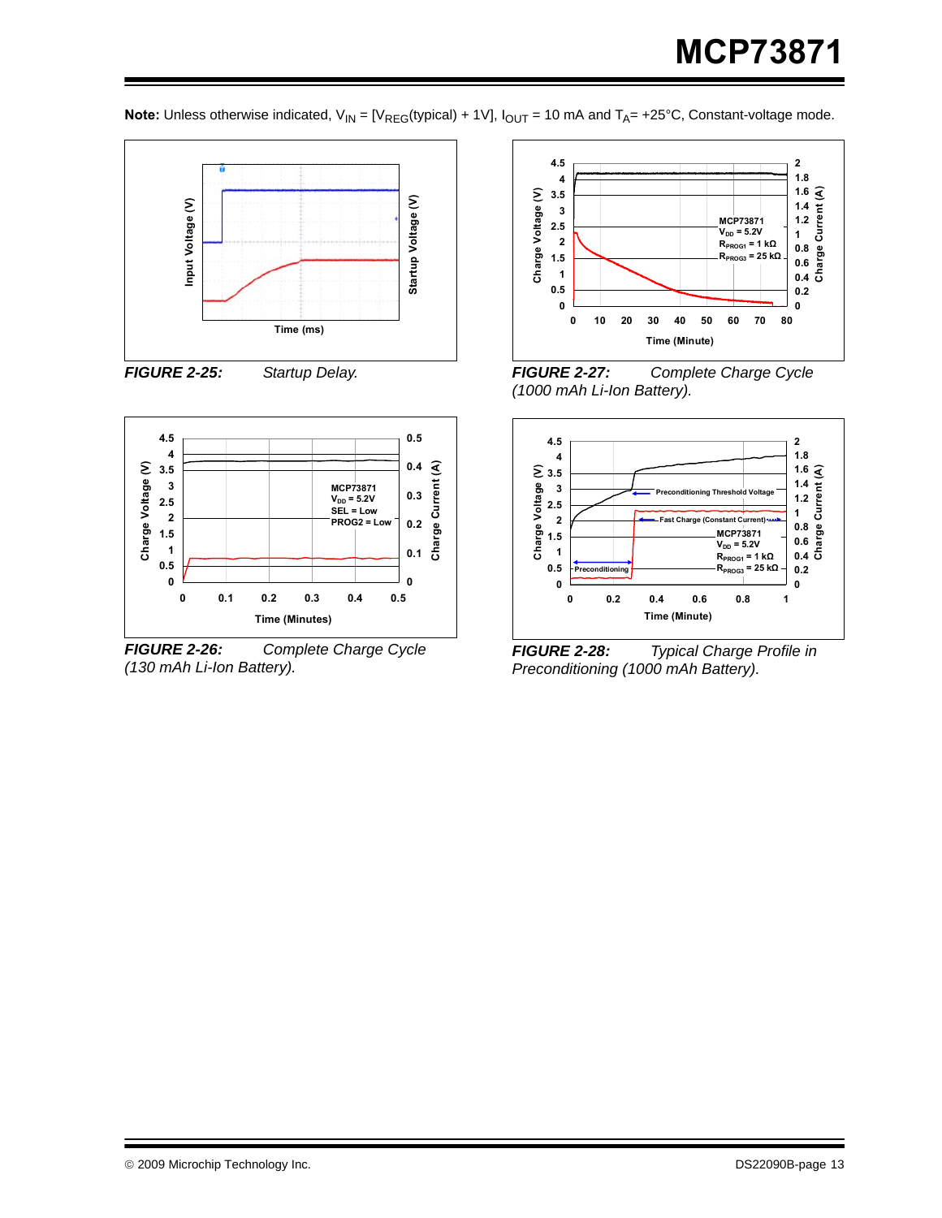**Note:** Unless otherwise indicated, $V_{IN}$ = [$V_{REG}$(typical) + 1V], $I_{OUT}$ = 10 mA and $T_A$= +25°C, Constant-voltage mode.

***FIGURE 2-25:*** *Startup Delay.*

***FIGURE 2-26:*** *Complete Charge Cycle (130 mAh Li-Ion Battery).*

***FIGURE 2-27:*** *Complete Charge Cycle (1000 mAh Li-Ion Battery).*

***FIGURE 2-28:*** *Typical Charge Profile in Preconditioning (1000 mAh Battery).*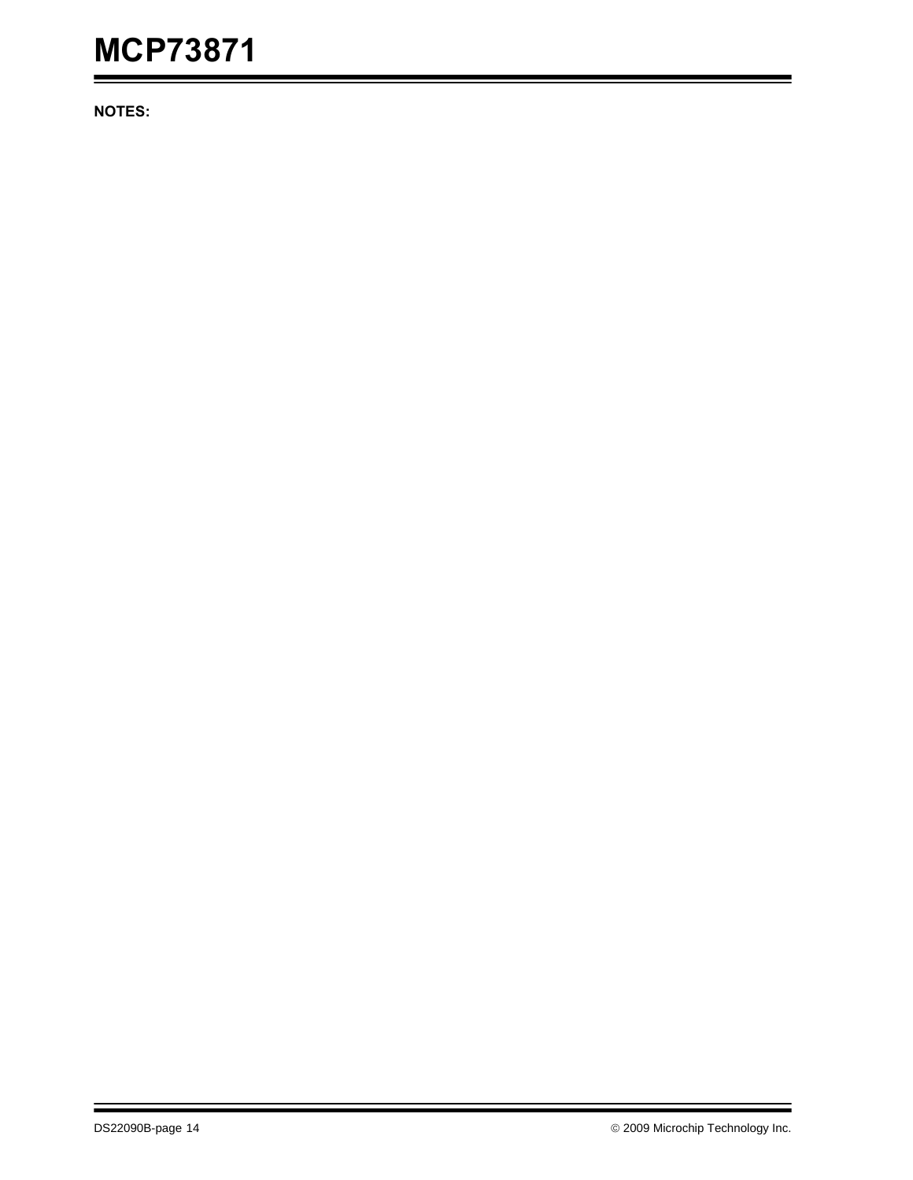**NOTES:**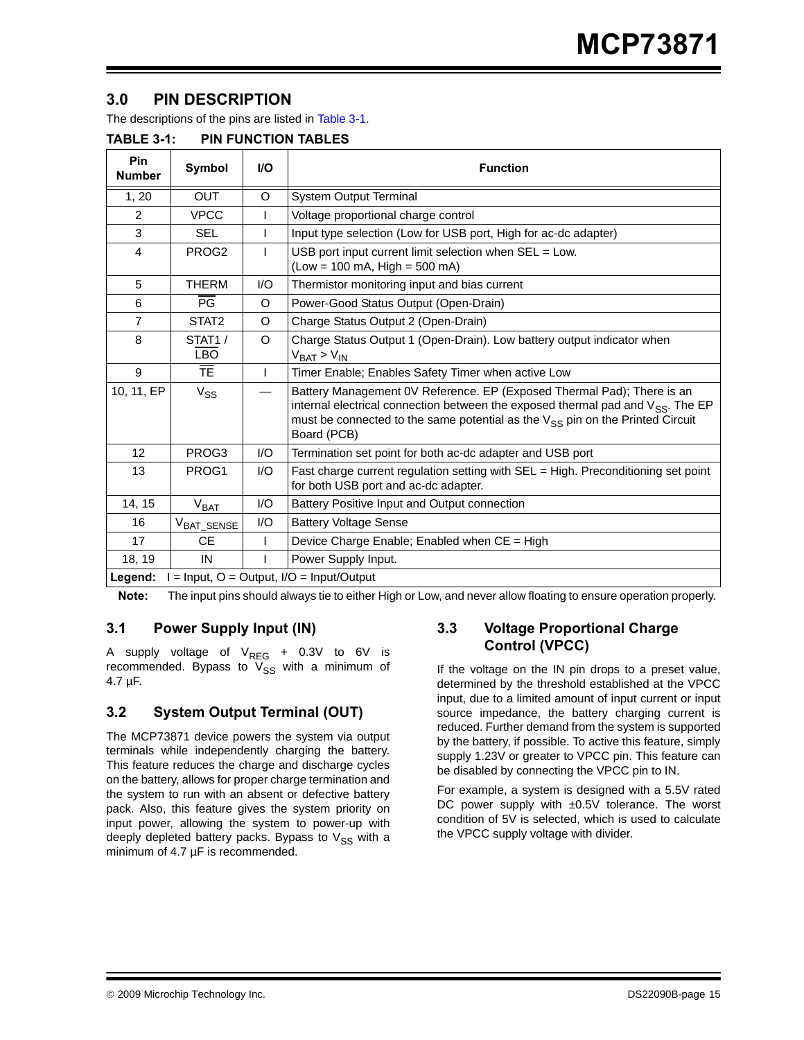## 3.0 PIN DESCRIPTION

The descriptions of the pins are listed in Table 3-1.

**TABLE 3-1: PIN FUNCTION TABLES**

| Pin Number | Symbol | I/O | Function |
|---|---|---|---|
| 1, 20 | OUT | O | System Output Terminal |
| 2 | VPCC | I | Voltage proportional charge control |
| 3 | SEL | I | Input type selection (Low for USB port, High for ac-dc adapter) |
| 4 | PROG2 | I | USB port input current limit selection when SEL = Low. (Low = 100 mA, High = 500 mA) |
| 5 | THERM | I/O | Thermistor monitoring input and bias current |
| 6 | $\overline{PG}$ | O | Power-Good Status Output (Open-Drain) |
| 7 | STAT2 | O | Charge Status Output 2 (Open-Drain) |
| 8 | STAT1 / $\overline{LBO}$ | O | Charge Status Output 1 (Open-Drain). Low battery output indicator when $V_{BAT} > V_{IN}$ |
| 9 | $\overline{TE}$ | I | Timer Enable; Enables Safety Timer when active Low |
| 10, 11, EP | $V_{SS}$ | — | Battery Management 0V Reference. EP (Exposed Thermal Pad); There is an internal electrical connection between the exposed thermal pad and $V_{SS}$. The EP must be connected to the same potential as the $V_{SS}$ pin on the Printed Circuit Board (PCB) |
| 12 | PROG3 | I/O | Termination set point for both ac-dc adapter and USB port |
| 13 | PROG1 | I/O | Fast charge current regulation setting with SEL = High. Preconditioning set point for both USB port and ac-dc adapter. |
| 14, 15 | $V_{BAT}$ | I/O | Battery Positive Input and Output connection |
| 16 | $V_{BAT\_SENSE}$ | I/O | Battery Voltage Sense |
| 17 | CE | I | Device Charge Enable; Enabled when CE = High |
| 18, 19 | IN | I | Power Supply Input. |

**Legend:** I = Input, O = Output, I/O = Input/Output

**Note:** The input pins should always tie to either High or Low, and never allow floating to ensure operation properly.

### 3.1 Power Supply Input (IN)

A supply voltage of $V_{REG}$ + 0.3V to 6V is recommended. Bypass to $V_{SS}$ with a minimum of 4.7 µF.

### 3.2 System Output Terminal (OUT)

The MCP73871 device powers the system via output terminals while independently charging the battery. This feature reduces the charge and discharge cycles on the battery, allows for proper charge termination and the system to run with an absent or defective battery pack. Also, this feature gives the system priority on input power, allowing the system to power-up with deeply depleted battery packs. Bypass to $V_{SS}$ with a minimum of 4.7 µF is recommended.

### 3.3 Voltage Proportional Charge Control (VPCC)

If the voltage on the IN pin drops to a preset value, determined by the threshold established at the VPCC input, due to a limited amount of input current or input source impedance, the battery charging current is reduced. Further demand from the system is supported by the battery, if possible. To active this feature, simply supply 1.23V or greater to VPCC pin. This feature can be disabled by connecting the VPCC pin to IN.

For example, a system is designed with a 5.5V rated DC power supply with ±0.5V tolerance. The worst condition of 5V is selected, which is used to calculate the VPCC supply voltage with divider.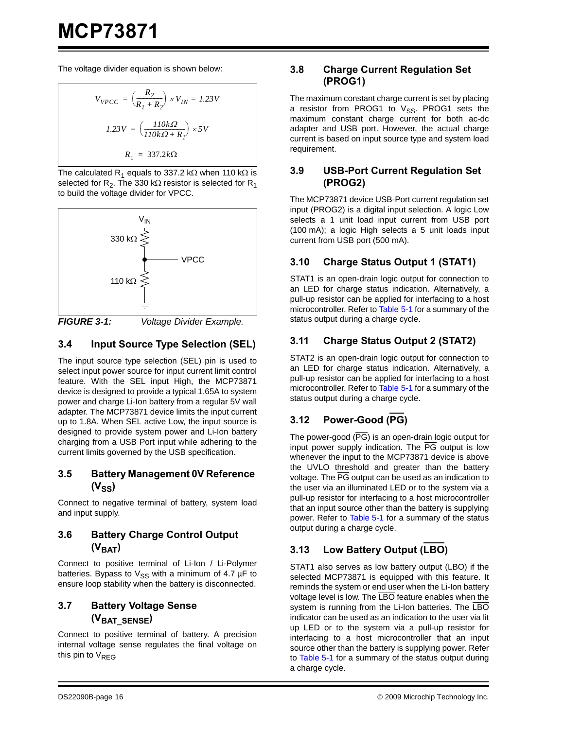The voltage divider equation is shown below:

$$V_{VPCC} = \left(\frac{R_2}{R_1 + R_2}\right) \times V_{IN} = 1.23V$$

$$1.23V = \left(\frac{110k\Omega}{110k\Omega + R_1}\right) \times 5V$$

$$R_1 = 337.2k\Omega$$

The calculated $R_1$ equals to 337.2 kΩ when 110 kΩ is selected for $R_2$. The 330 kΩ resistor is selected for $R_1$ to build the voltage divider for VPCC.

$V_{IN}$

330 kΩ

VPCC

110 kΩ

***FIGURE 3-1:*** *Voltage Divider Example.*

## 3.4 Input Source Type Selection (SEL)

The input source type selection (SEL) pin is used to select input power source for input current limit control feature. With the SEL input High, the MCP73871 device is designed to provide a typical 1.65A to system power and charge Li-Ion battery from a regular 5V wall adapter. The MCP73871 device limits the input current up to 1.8A. When SEL active Low, the input source is designed to provide system power and Li-Ion battery charging from a USB Port input while adhering to the current limits governed by the USB specification.

## 3.5 Battery Management 0V Reference ($V_{SS}$)

Connect to negative terminal of battery, system load and input supply.

## 3.6 Battery Charge Control Output ($V_{BAT}$)

Connect to positive terminal of Li-Ion / Li-Polymer batteries. Bypass to $V_{SS}$ with a minimum of 4.7 µF to ensure loop stability when the battery is disconnected.

## 3.7 Battery Voltage Sense ($V_{BAT\_SENSE}$)

Connect to positive terminal of battery. A precision internal voltage sense regulates the final voltage on this pin to $V_{REG}$.

## 3.8 Charge Current Regulation Set (PROG1)

The maximum constant charge current is set by placing a resistor from PROG1 to $V_{SS}$. PROG1 sets the maximum constant charge current for both ac-dc adapter and USB port. However, the actual charge current is based on input source type and system load requirement.

## 3.9 USB-Port Current Regulation Set (PROG2)

The MCP73871 device USB-Port current regulation set input (PROG2) is a digital input selection. A logic Low selects a 1 unit load input current from USB port (100 mA); a logic High selects a 5 unit loads input current from USB port (500 mA).

## 3.10 Charge Status Output 1 (STAT1)

STAT1 is an open-drain logic output for connection to an LED for charge status indication. Alternatively, a pull-up resistor can be applied for interfacing to a host microcontroller. Refer to Table 5-1 for a summary of the status output during a charge cycle.

## 3.11 Charge Status Output 2 (STAT2)

STAT2 is an open-drain logic output for connection to an LED for charge status indication. Alternatively, a pull-up resistor can be applied for interfacing to a host microcontroller. Refer to Table 5-1 for a summary of the status output during a charge cycle.

## 3.12 Power-Good ($\overline{PG}$)

The power-good ($\overline{PG}$) is an open-drain logic output for input power supply indication. The $\overline{PG}$ output is low whenever the input to the MCP73871 device is above the UVLO threshold and greater than the battery voltage. The $\overline{PG}$ output can be used as an indication to the user via an illuminated LED or to the system via a pull-up resistor for interfacing to a host microcontroller that an input source other than the battery is supplying power. Refer to Table 5-1 for a summary of the status output during a charge cycle.

## 3.13 Low Battery Output ($\overline{LBO}$)

STAT1 also serves as low battery output (LBO) if the selected MCP73871 is equipped with this feature. It reminds the system or end user when the Li-Ion battery voltage level is low. The $\overline{LBO}$ feature enables when the system is running from the Li-Ion batteries. The $\overline{LBO}$ indicator can be used as an indication to the user via lit up LED or to the system via a pull-up resistor for interfacing to a host microcontroller that an input source other than the battery is supplying power. Refer to Table 5-1 for a summary of the status output during a charge cycle.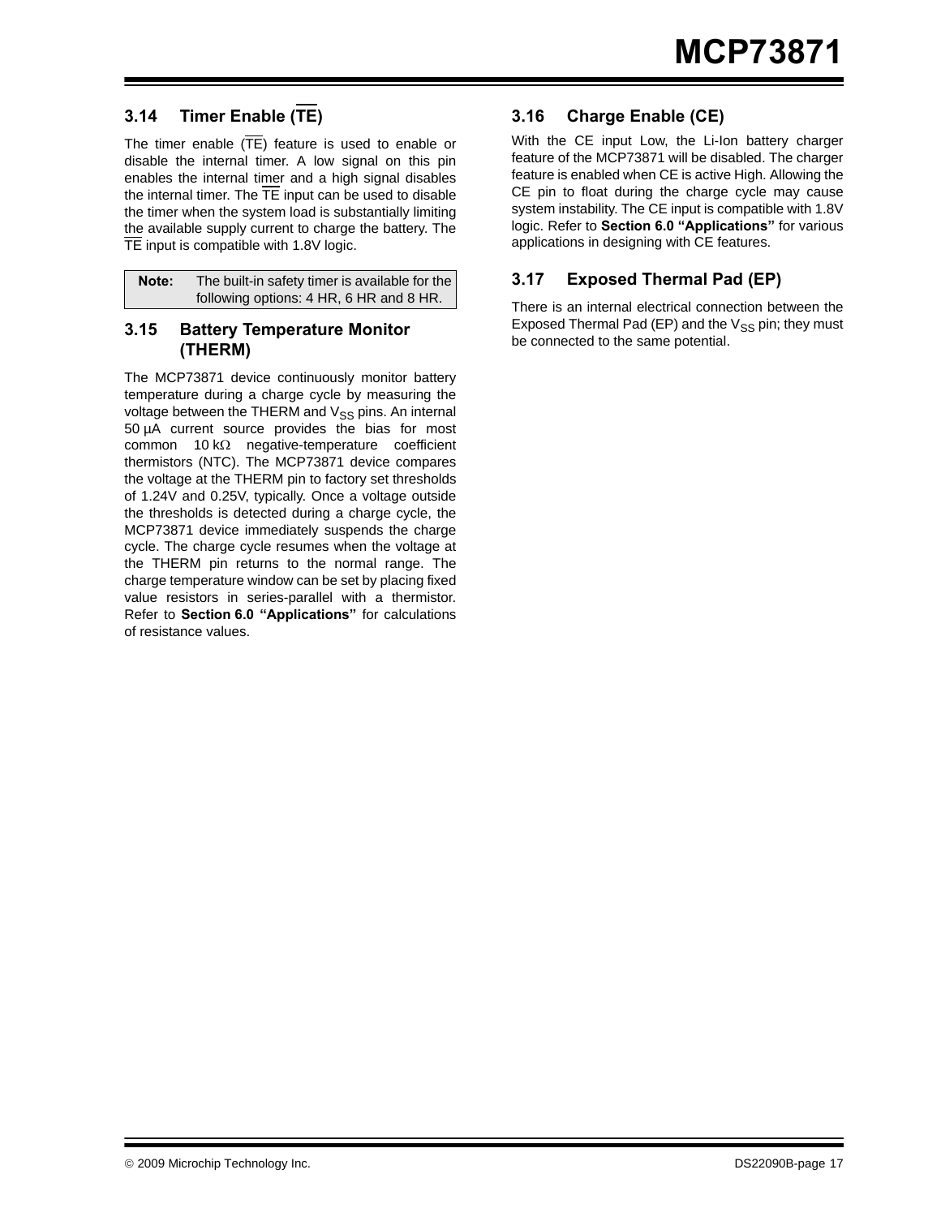## 3.14 Timer Enable ($\overline{TE}$)

The timer enable ($\overline{TE}$) feature is used to enable or disable the internal timer. A low signal on this pin enables the internal timer and a high signal disables the internal timer. The $\overline{TE}$ input can be used to disable the timer when the system load is substantially limiting the available supply current to charge the battery. The $\overline{TE}$ input is compatible with 1.8V logic.

| **Note:** | The built-in safety timer is available for the following options: 4 HR, 6 HR and 8 HR. |
|---|---|

## 3.15 Battery Temperature Monitor (THERM)

The MCP73871 device continuously monitor battery temperature during a charge cycle by measuring the voltage between the THERM and $V_{SS}$ pins. An internal 50 µA current source provides the bias for most common 10 kΩ negative-temperature coefficient thermistors (NTC). The MCP73871 device compares the voltage at the THERM pin to factory set thresholds of 1.24V and 0.25V, typically. Once a voltage outside the thresholds is detected during a charge cycle, the MCP73871 device immediately suspends the charge cycle. The charge cycle resumes when the voltage at the THERM pin returns to the normal range. The charge temperature window can be set by placing fixed value resistors in series-parallel with a thermistor. Refer to **Section 6.0 "Applications"** for calculations of resistance values.

## 3.16 Charge Enable (CE)

With the CE input Low, the Li-Ion battery charger feature of the MCP73871 will be disabled. The charger feature is enabled when CE is active High. Allowing the CE pin to float during the charge cycle may cause system instability. The CE input is compatible with 1.8V logic. Refer to **Section 6.0 "Applications"** for various applications in designing with CE features.

## 3.17 Exposed Thermal Pad (EP)

There is an internal electrical connection between the Exposed Thermal Pad (EP) and the $V_{SS}$ pin; they must be connected to the same potential.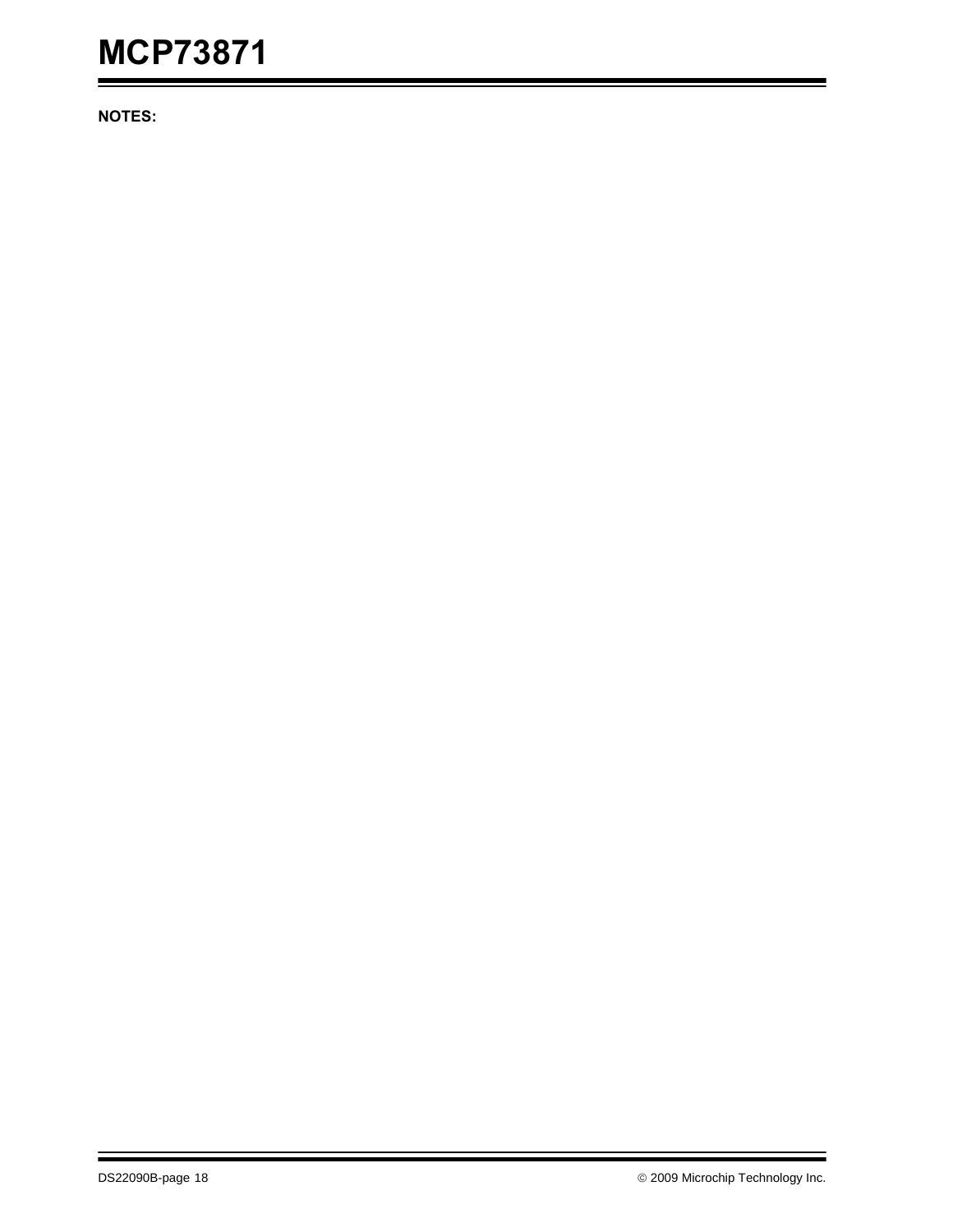**NOTES:**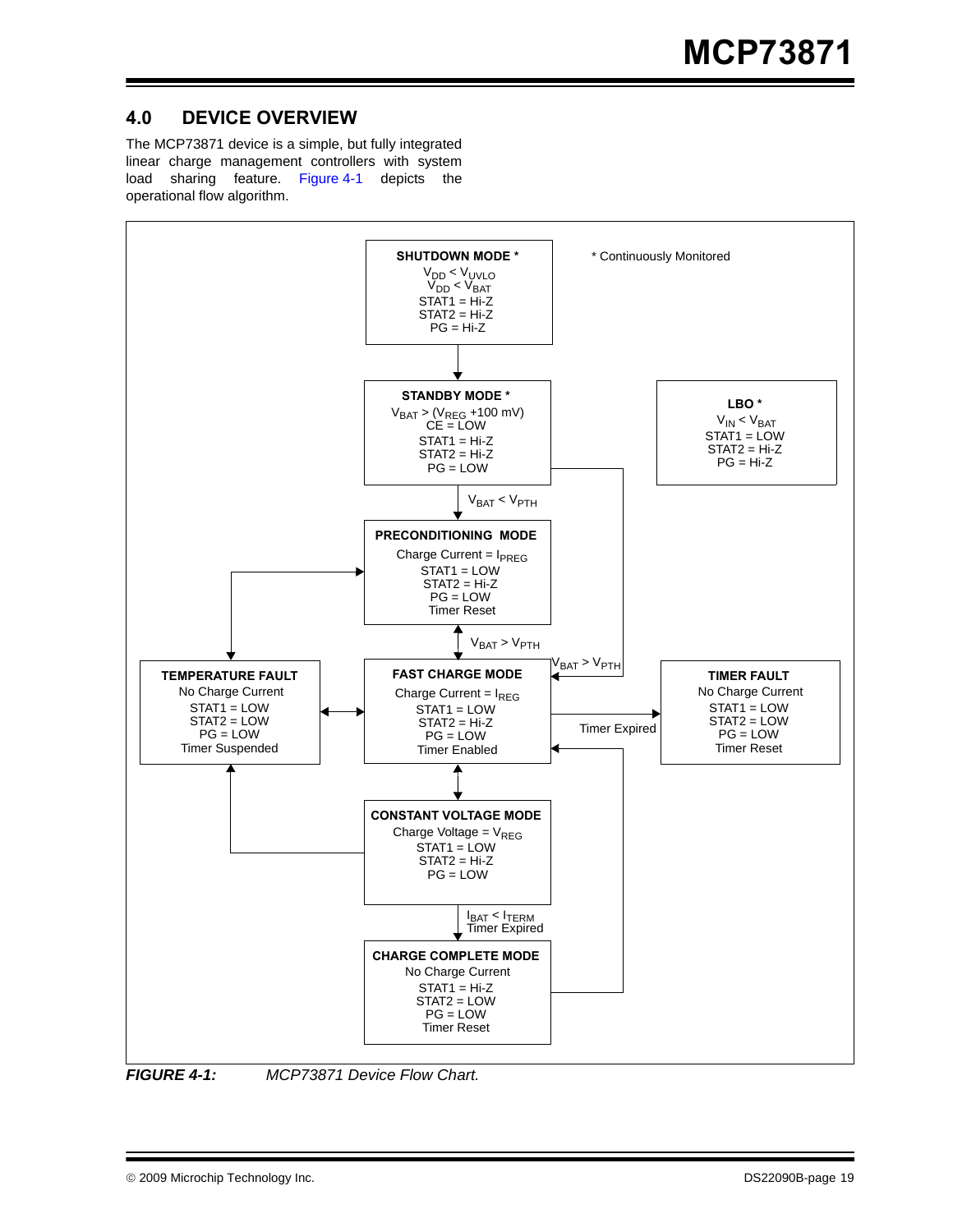## 4.0 DEVICE OVERVIEW

The MCP73871 device is a simple, but fully integrated linear charge management controllers with system load sharing feature. Figure 4-1 depicts the operational flow algorithm.

**SHUTDOWN MODE ***
$V_{DD} < V_{UVLO}$
$V_{DD} < V_{BAT}$
STAT1 = Hi-Z
STAT2 = Hi-Z
PG = Hi-Z

* Continuously Monitored

**STANDBY MODE ***
$V_{BAT} > (V_{REG}$ +100 mV)
CE = LOW
STAT1 = Hi-Z
STAT2 = Hi-Z
PG = LOW

**LBO ***
$V_{IN} < V_{BAT}$
STAT1 = LOW
STAT2 = Hi-Z
PG = Hi-Z

$V_{BAT} < V_{PTH}$

**PRECONDITIONING MODE**
Charge Current = $I_{PREG}$
STAT1 = LOW
STAT2 = Hi-Z
PG = LOW
Timer Reset

$V_{BAT} > V_{PTH}$

$V_{BAT} > V_{PTH}$

**TEMPERATURE FAULT**
No Charge Current
STAT1 = LOW
STAT2 = LOW
PG = LOW
Timer Suspended

**FAST CHARGE MODE**
Charge Current = $I_{REG}$
STAT1 = LOW
STAT2 = Hi-Z
PG = LOW
Timer Enabled

Timer Expired

**TIMER FAULT**
No Charge Current
STAT1 = LOW
STAT2 = LOW
PG = LOW
Timer Reset

**CONSTANT VOLTAGE MODE**
Charge Voltage = $V_{REG}$
STAT1 = LOW
STAT2 = Hi-Z
PG = LOW

$I_{BAT} < I_{TERM}$
Timer Expired

**CHARGE COMPLETE MODE**
No Charge Current
STAT1 = Hi-Z
STAT2 = LOW
PG = LOW
Timer Reset

*FIGURE 4-1: MCP73871 Device Flow Chart.*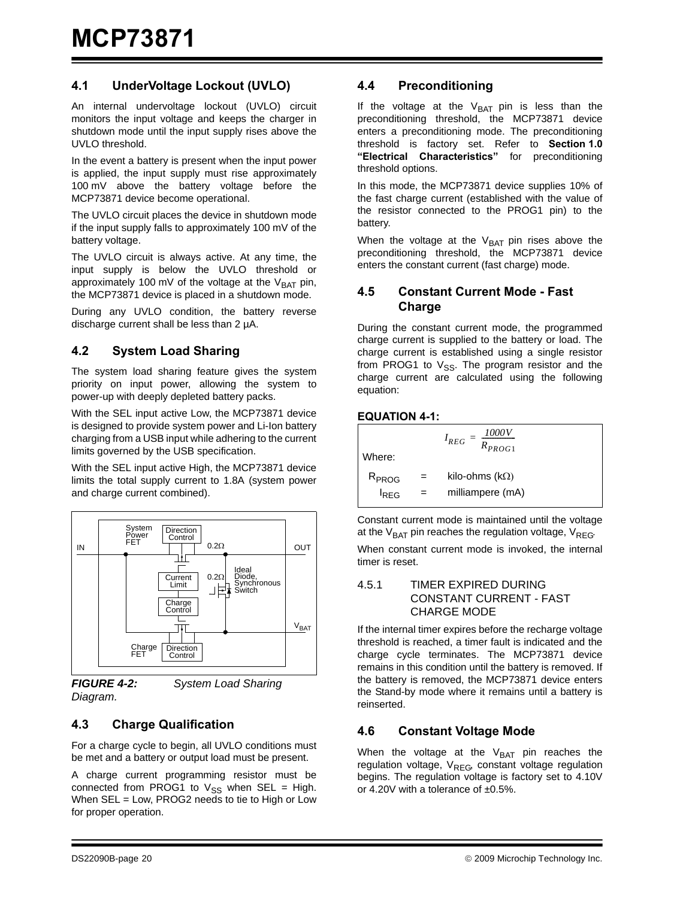## 4.1 UnderVoltage Lockout (UVLO)

An internal undervoltage lockout (UVLO) circuit monitors the input voltage and keeps the charger in shutdown mode until the input supply rises above the UVLO threshold.

In the event a battery is present when the input power is applied, the input supply must rise approximately 100 mV above the battery voltage before the MCP73871 device become operational.

The UVLO circuit places the device in shutdown mode if the input supply falls to approximately 100 mV of the battery voltage.

The UVLO circuit is always active. At any time, the input supply is below the UVLO threshold or approximately 100 mV of the voltage at the $V_{BAT}$ pin, the MCP73871 device is placed in a shutdown mode.

During any UVLO condition, the battery reverse discharge current shall be less than 2 µA.

## 4.2 System Load Sharing

The system load sharing feature gives the system priority on input power, allowing the system to power-up with deeply depleted battery packs.

With the SEL input active Low, the MCP73871 device is designed to provide system power and Li-Ion battery charging from a USB input while adhering to the current limits governed by the USB specification.

With the SEL input active High, the MCP73871 device limits the total supply current to 1.8A (system power and charge current combined).

*FIGURE 4-2: System Load Sharing Diagram.*

## 4.3 Charge Qualification

For a charge cycle to begin, all UVLO conditions must be met and a battery or output load must be present.

A charge current programming resistor must be connected from PROG1 to $V_{SS}$ when SEL = High. When SEL = Low, PROG2 needs to tie to High or Low for proper operation.

## 4.4 Preconditioning

If the voltage at the $V_{BAT}$ pin is less than the preconditioning threshold, the MCP73871 device enters a preconditioning mode. The preconditioning threshold is factory set. Refer to **Section 1.0 "Electrical Characteristics"** for preconditioning threshold options.

In this mode, the MCP73871 device supplies 10% of the fast charge current (established with the value of the resistor connected to the PROG1 pin) to the battery.

When the voltage at the $V_{BAT}$ pin rises above the preconditioning threshold, the MCP73871 device enters the constant current (fast charge) mode.

## 4.5 Constant Current Mode - Fast Charge

During the constant current mode, the programmed charge current is supplied to the battery or load. The charge current is established using a single resistor from PROG1 to $V_{SS}$. The program resistor and the charge current are calculated using the following equation:

**EQUATION 4-1:**

$$I_{REG} = \frac{1000V}{R_{PROG1}}$$

Where:

| | | |
|---|---|---|
| $R_{PROG}$ | = | kilo-ohms (kΩ) |
| $I_{REG}$ | = | milliampere (mA) |

Constant current mode is maintained until the voltage at the $V_{BAT}$ pin reaches the regulation voltage, $V_{REG}$.

When constant current mode is invoked, the internal timer is reset.

### 4.5.1 TIMER EXPIRED DURING CONSTANT CURRENT - FAST CHARGE MODE

If the internal timer expires before the recharge voltage threshold is reached, a timer fault is indicated and the charge cycle terminates. The MCP73871 device remains in this condition until the battery is removed. If the battery is removed, the MCP73871 device enters the Stand-by mode where it remains until a battery is reinserted.

## 4.6 Constant Voltage Mode

When the voltage at the $V_{BAT}$ pin reaches the regulation voltage, $V_{REG}$, constant voltage regulation begins. The regulation voltage is factory set to 4.10V or 4.20V with a tolerance of ±0.5%.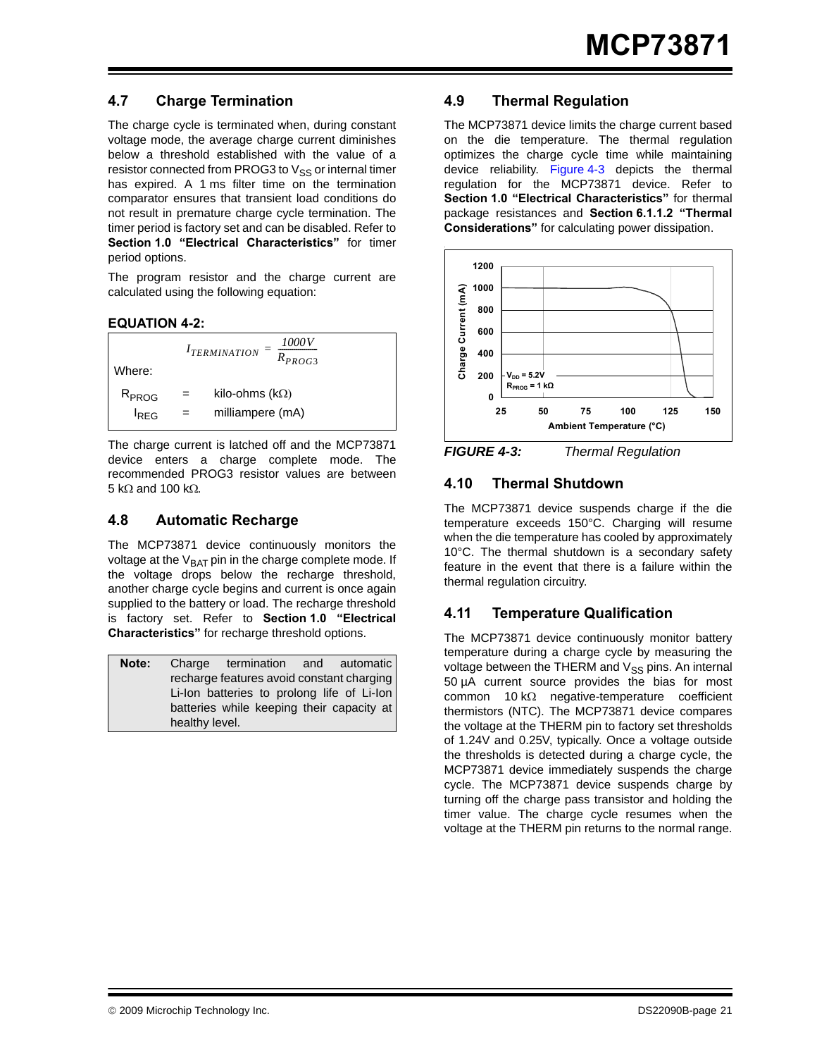## 4.7 Charge Termination

The charge cycle is terminated when, during constant voltage mode, the average charge current diminishes below a threshold established with the value of a resistor connected from PROG3 to $V_{SS}$ or internal timer has expired. A 1 ms filter time on the termination comparator ensures that transient load conditions do not result in premature charge cycle termination. The timer period is factory set and can be disabled. Refer to **Section 1.0 "Electrical Characteristics"** for timer period options.

The program resistor and the charge current are calculated using the following equation:

**EQUATION 4-2:**

$$I_{TERMINATION} = \frac{1000V}{R_{PROG3}}$$

Where:

$R_{PROG}$ = kilo-ohms (kΩ)

$I_{REG}$ = milliampere (mA)

The charge current is latched off and the MCP73871 device enters a charge complete mode. The recommended PROG3 resistor values are between 5 kΩ and 100 kΩ.

## 4.8 Automatic Recharge

The MCP73871 device continuously monitors the voltage at the $V_{BAT}$ pin in the charge complete mode. If the voltage drops below the recharge threshold, another charge cycle begins and current is once again supplied to the battery or load. The recharge threshold is factory set. Refer to **Section 1.0 "Electrical Characteristics"** for recharge threshold options.

**Note:** Charge termination and automatic recharge features avoid constant charging Li-Ion batteries to prolong life of Li-Ion batteries while keeping their capacity at healthy level.

## 4.9 Thermal Regulation

The MCP73871 device limits the charge current based on the die temperature. The thermal regulation optimizes the charge cycle time while maintaining device reliability. Figure 4-3 depicts the thermal regulation for the MCP73871 device. Refer to **Section 1.0 "Electrical Characteristics"** for thermal package resistances and **Section 6.1.1.2 "Thermal Considerations"** for calculating power dissipation.

*FIGURE 4-3: Thermal Regulation*

## 4.10 Thermal Shutdown

The MCP73871 device suspends charge if the die temperature exceeds 150°C. Charging will resume when the die temperature has cooled by approximately 10°C. The thermal shutdown is a secondary safety feature in the event that there is a failure within the thermal regulation circuitry.

## 4.11 Temperature Qualification

The MCP73871 device continuously monitor battery temperature during a charge cycle by measuring the voltage between the THERM and $V_{SS}$ pins. An internal 50 µA current source provides the bias for most common 10 kΩ negative-temperature coefficient thermistors (NTC). The MCP73871 device compares the voltage at the THERM pin to factory set thresholds of 1.24V and 0.25V, typically. Once a voltage outside the thresholds is detected during a charge cycle, the MCP73871 device immediately suspends the charge cycle. The MCP73871 device suspends charge by turning off the charge pass transistor and holding the timer value. The charge cycle resumes when the voltage at the THERM pin returns to the normal range.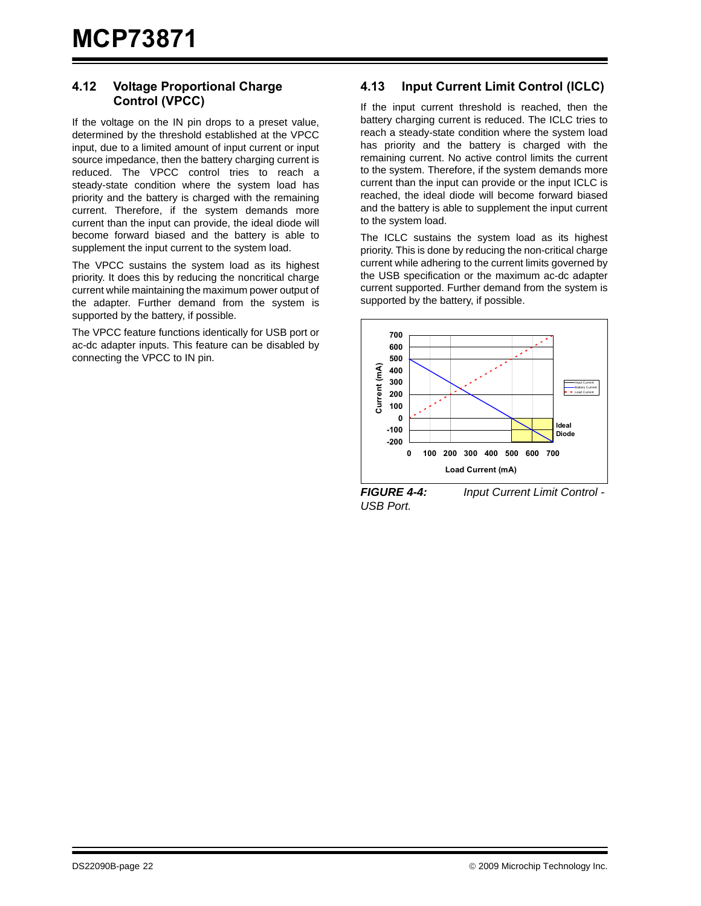## 4.12 Voltage Proportional Charge Control (VPCC)

If the voltage on the IN pin drops to a preset value, determined by the threshold established at the VPCC input, due to a limited amount of input current or input source impedance, then the battery charging current is reduced. The VPCC control tries to reach a steady-state condition where the system load has priority and the battery is charged with the remaining current. Therefore, if the system demands more current than the input can provide, the ideal diode will become forward biased and the battery is able to supplement the input current to the system load.

The VPCC sustains the system load as its highest priority. It does this by reducing the noncritical charge current while maintaining the maximum power output of the adapter. Further demand from the system is supported by the battery, if possible.

The VPCC feature functions identically for USB port or ac-dc adapter inputs. This feature can be disabled by connecting the VPCC to IN pin.

## 4.13 Input Current Limit Control (ICLC)

If the input current threshold is reached, then the battery charging current is reduced. The ICLC tries to reach a steady-state condition where the system load has priority and the battery is charged with the remaining current. No active control limits the current to the system. Therefore, if the system demands more current than the input can provide or the input ICLC is reached, the ideal diode will become forward biased and the battery is able to supplement the input current to the system load.

The ICLC sustains the system load as its highest priority. This is done by reducing the non-critical charge current while adhering to the current limits governed by the USB specification or the maximum ac-dc adapter current supported. Further demand from the system is supported by the battery, if possible.

*FIGURE 4-4: Input Current Limit Control - USB Port.*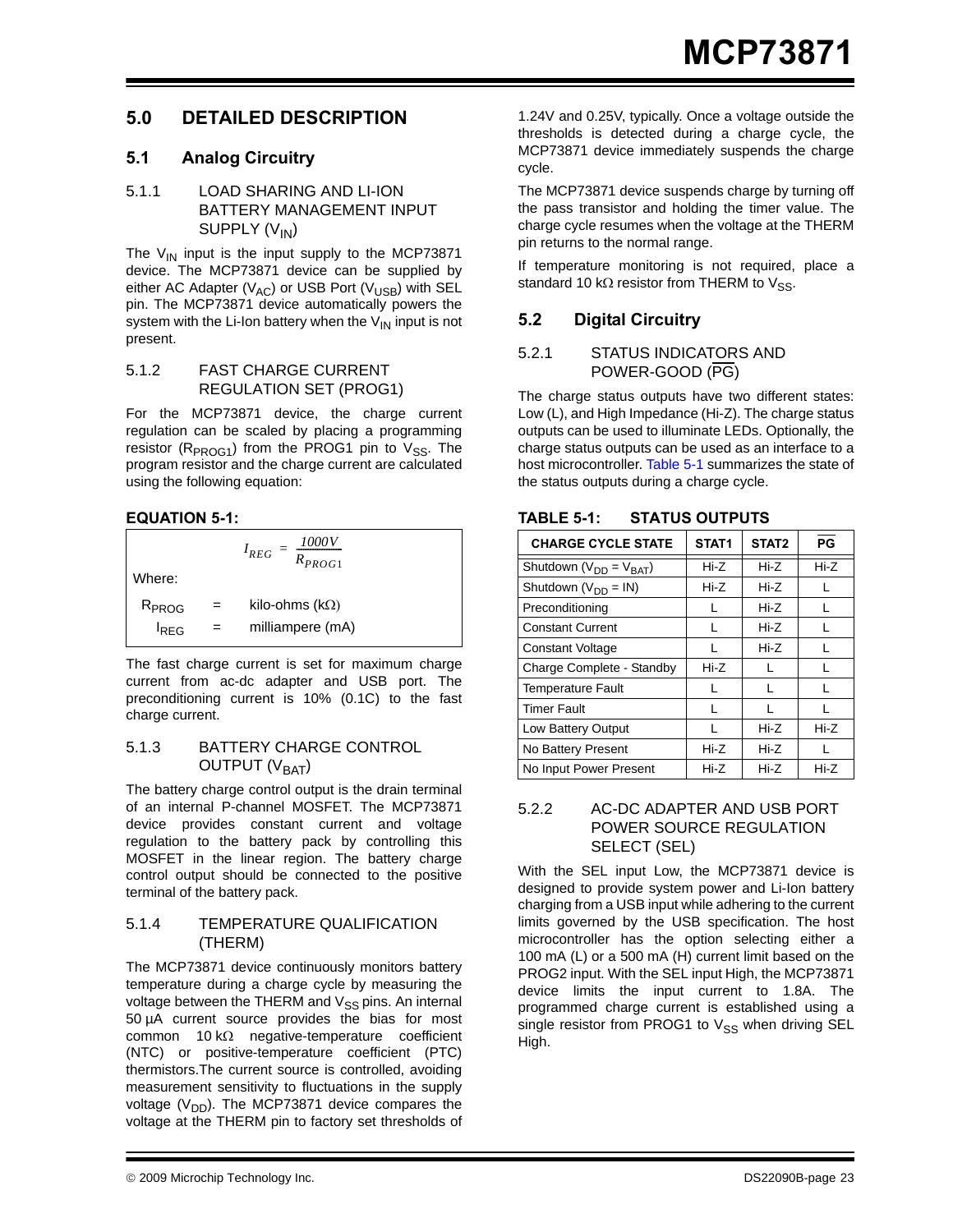## 5.0 DETAILED DESCRIPTION

### 5.1 Analog Circuitry

#### 5.1.1 LOAD SHARING AND LI-ION BATTERY MANAGEMENT INPUT SUPPLY ($V_{IN}$)

The $V_{IN}$ input is the input supply to the MCP73871 device. The MCP73871 device can be supplied by either AC Adapter ($V_{AC}$) or USB Port ($V_{USB}$) with SEL pin. The MCP73871 device automatically powers the system with the Li-Ion battery when the $V_{IN}$ input is not present.

#### 5.1.2 FAST CHARGE CURRENT REGULATION SET (PROG1)

For the MCP73871 device, the charge current regulation can be scaled by placing a programming resistor ($R_{PROG1}$) from the PROG1 pin to $V_{SS}$. The program resistor and the charge current are calculated using the following equation:

**EQUATION 5-1:**

$$I_{REG} = \frac{1000V}{R_{PROG1}}$$

Where:

$R_{PROG}$ = kilo-ohms (kΩ)

$I_{REG}$ = milliampere (mA)

The fast charge current is set for maximum charge current from ac-dc adapter and USB port. The preconditioning current is 10% (0.1C) to the fast charge current.

#### 5.1.3 BATTERY CHARGE CONTROL OUTPUT ($V_{BAT}$)

The battery charge control output is the drain terminal of an internal P-channel MOSFET. The MCP73871 device provides constant current and voltage regulation to the battery pack by controlling this MOSFET in the linear region. The battery charge control output should be connected to the positive terminal of the battery pack.

#### 5.1.4 TEMPERATURE QUALIFICATION (THERM)

The MCP73871 device continuously monitors battery temperature during a charge cycle by measuring the voltage between the THERM and $V_{SS}$ pins. An internal 50 µA current source provides the bias for most common 10 kΩ negative-temperature coefficient (NTC) or positive-temperature coefficient (PTC) thermistors.The current source is controlled, avoiding measurement sensitivity to fluctuations in the supply voltage ($V_{DD}$). The MCP73871 device compares the voltage at the THERM pin to factory set thresholds of 1.24V and 0.25V, typically. Once a voltage outside the thresholds is detected during a charge cycle, the MCP73871 device immediately suspends the charge cycle.

The MCP73871 device suspends charge by turning off the pass transistor and holding the timer value. The charge cycle resumes when the voltage at the THERM pin returns to the normal range.

If temperature monitoring is not required, place a standard 10 kΩ resistor from THERM to $V_{SS}$.

### 5.2 Digital Circuitry

#### 5.2.1 STATUS INDICATORS AND POWER-GOOD ($\overline{PG}$)

The charge status outputs have two different states: Low (L), and High Impedance (Hi-Z). The charge status outputs can be used to illuminate LEDs. Optionally, the charge status outputs can be used as an interface to a host microcontroller. Table 5-1 summarizes the state of the status outputs during a charge cycle.

**TABLE 5-1: STATUS OUTPUTS**

| CHARGE CYCLE STATE | STAT1 | STAT2 | $\overline{PG}$ |
|---|---|---|---|
| Shutdown ($V_{DD} = V_{BAT}$) | Hi-Z | Hi-Z | Hi-Z |
| Shutdown ($V_{DD}$ = IN) | Hi-Z | Hi-Z | L |
| Preconditioning | L | Hi-Z | L |
| Constant Current | L | Hi-Z | L |
| Constant Voltage | L | Hi-Z | L |
| Charge Complete - Standby | Hi-Z | L | L |
| Temperature Fault | L | L | L |
| Timer Fault | L | L | L |
| Low Battery Output | L | Hi-Z | Hi-Z |
| No Battery Present | Hi-Z | Hi-Z | L |
| No Input Power Present | Hi-Z | Hi-Z | Hi-Z |

#### 5.2.2 AC-DC ADAPTER AND USB PORT POWER SOURCE REGULATION SELECT (SEL)

With the SEL input Low, the MCP73871 device is designed to provide system power and Li-Ion battery charging from a USB input while adhering to the current limits governed by the USB specification. The host microcontroller has the option selecting either a 100 mA (L) or a 500 mA (H) current limit based on the PROG2 input. With the SEL input High, the MCP73871 device limits the input current to 1.8A. The programmed charge current is established using a single resistor from PROG1 to $V_{SS}$ when driving SEL High.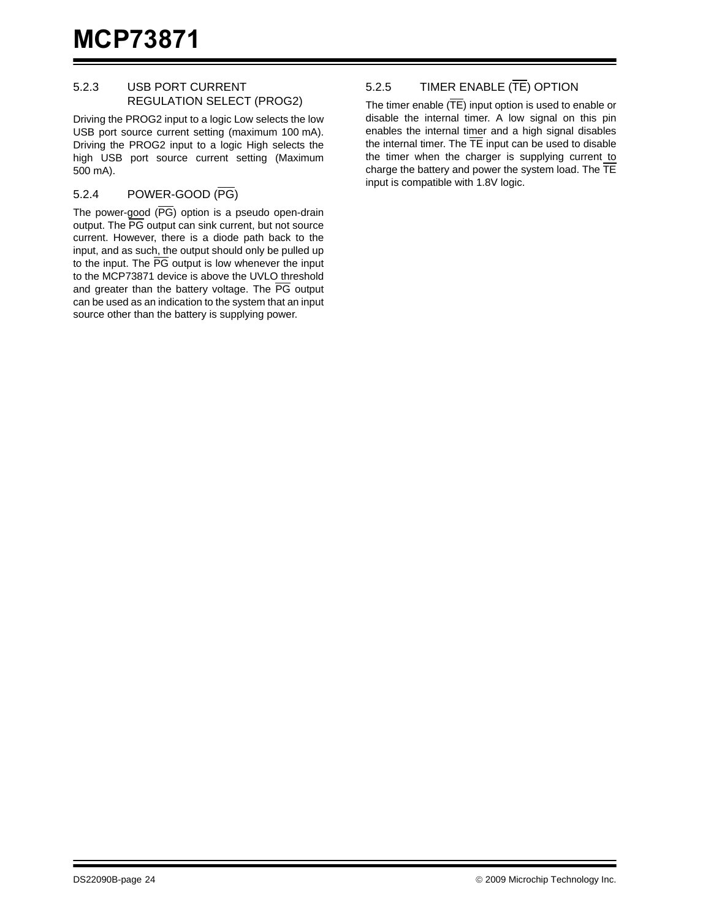#### 5.2.3 USB PORT CURRENT REGULATION SELECT (PROG2)

Driving the PROG2 input to a logic Low selects the low USB port source current setting (maximum 100 mA). Driving the PROG2 input to a logic High selects the high USB port source current setting (Maximum 500 mA).

#### 5.2.4 POWER-GOOD ($\overline{PG}$)

The power-good ($\overline{PG}$) option is a pseudo open-drain output. The $\overline{PG}$ output can sink current, but not source current. However, there is a diode path back to the input, and as such, the output should only be pulled up to the input. The $\overline{PG}$ output is low whenever the input to the MCP73871 device is above the UVLO threshold and greater than the battery voltage. The $\overline{PG}$ output can be used as an indication to the system that an input source other than the battery is supplying power.

#### 5.2.5 TIMER ENABLE ($\overline{TE}$) OPTION

The timer enable ($\overline{TE}$) input option is used to enable or disable the internal timer. A low signal on this pin enables the internal timer and a high signal disables the internal timer. The $\overline{TE}$ input can be used to disable the timer when the charger is supplying current to charge the battery and power the system load. The $\overline{TE}$ input is compatible with 1.8V logic.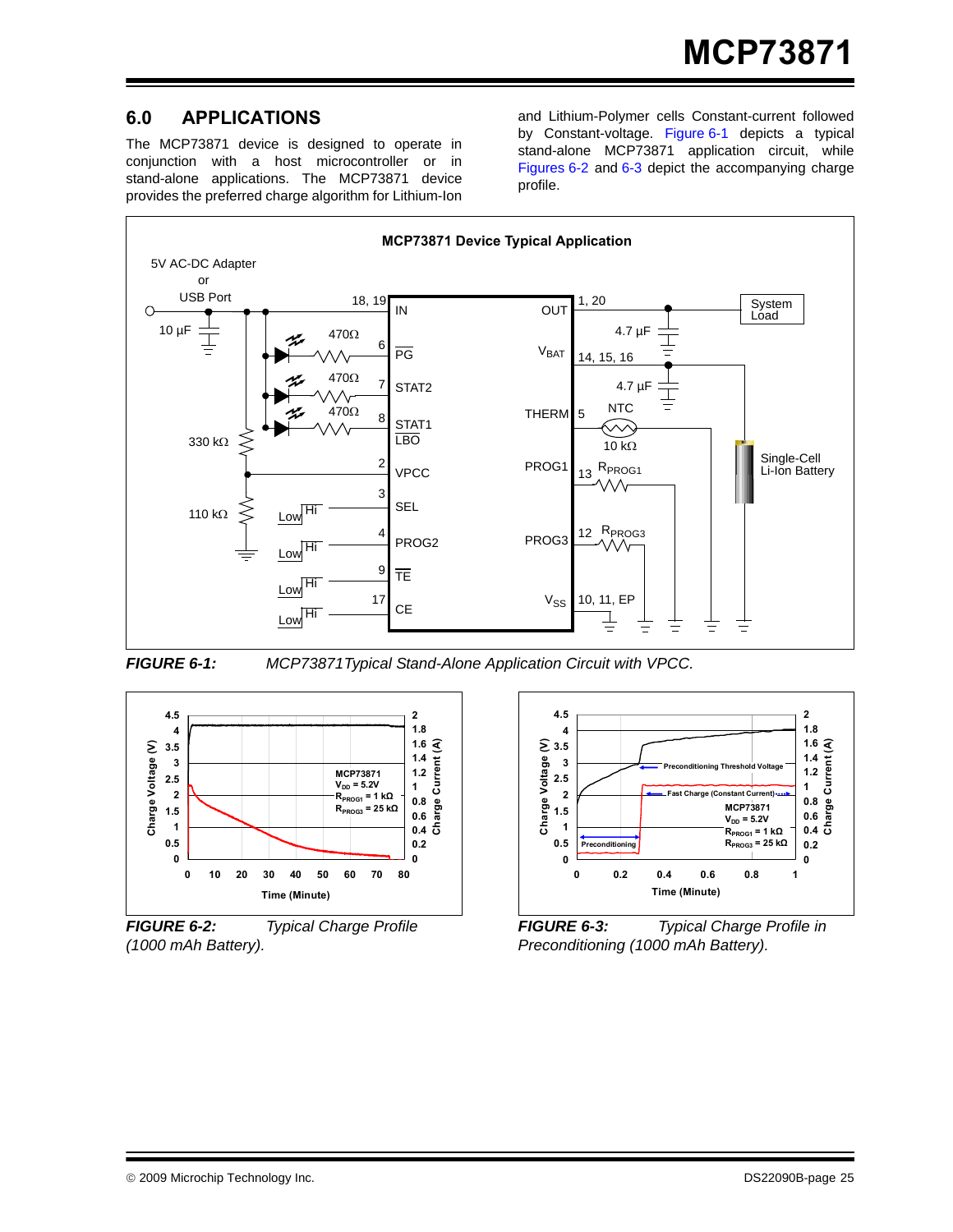## 6.0 APPLICATIONS

The MCP73871 device is designed to operate in conjunction with a host microcontroller or in stand-alone applications. The MCP73871 device provides the preferred charge algorithm for Lithium-Ion and Lithium-Polymer cells Constant-current followed by Constant-voltage. Figure 6-1 depicts a typical stand-alone MCP73871 application circuit, while Figures 6-2 and 6-3 depict the accompanying charge profile.

**FIGURE 6-1:** *MCP73871Typical Stand-Alone Application Circuit with VPCC.*

**FIGURE 6-2:** *Typical Charge Profile (1000 mAh Battery).*

**FIGURE 6-3:** *Typical Charge Profile in Preconditioning (1000 mAh Battery).*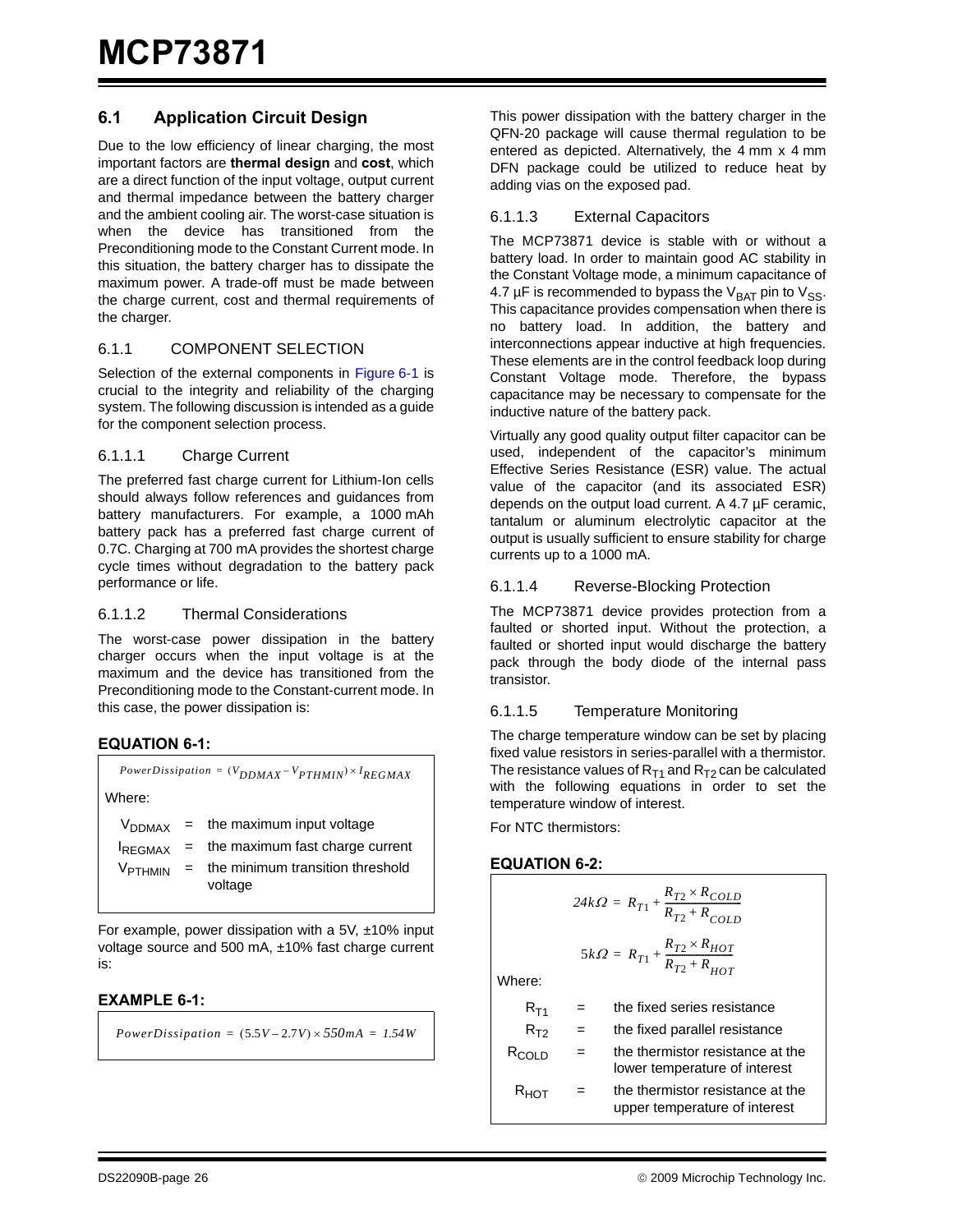## 6.1 Application Circuit Design

Due to the low efficiency of linear charging, the most important factors are **thermal design** and **cost**, which are a direct function of the input voltage, output current and thermal impedance between the battery charger and the ambient cooling air. The worst-case situation is when the device has transitioned from the Preconditioning mode to the Constant Current mode. In this situation, the battery charger has to dissipate the maximum power. A trade-off must be made between the charge current, cost and thermal requirements of the charger.

### 6.1.1 COMPONENT SELECTION

Selection of the external components in Figure 6-1 is crucial to the integrity and reliability of the charging system. The following discussion is intended as a guide for the component selection process.

#### 6.1.1.1 Charge Current

The preferred fast charge current for Lithium-Ion cells should always follow references and guidances from battery manufacturers. For example, a 1000 mAh battery pack has a preferred fast charge current of 0.7C. Charging at 700 mA provides the shortest charge cycle times without degradation to the battery pack performance or life.

#### 6.1.1.2 Thermal Considerations

The worst-case power dissipation in the battery charger occurs when the input voltage is at the maximum and the device has transitioned from the Preconditioning mode to the Constant-current mode. In this case, the power dissipation is:

**EQUATION 6-1:**

$$PowerDissipation = (V_{DDMAX} - V_{PTHMIN}) \times I_{REGMAX}$$

Where:

| | | |
|---|---|---|
| $V_{DDMAX}$ | = | the maximum input voltage |
| $I_{REGMAX}$ | = | the maximum fast charge current |
| $V_{PTHMIN}$ | = | the minimum transition threshold voltage |

For example, power dissipation with a 5V, ±10% input voltage source and 500 mA, ±10% fast charge current is:

**EXAMPLE 6-1:**

$$PowerDissipation = (5.5V - 2.7V) \times 550mA = 1.54W$$

This power dissipation with the battery charger in the QFN-20 package will cause thermal regulation to be entered as depicted. Alternatively, the 4 mm x 4 mm DFN package could be utilized to reduce heat by adding vias on the exposed pad.

#### 6.1.1.3 External Capacitors

The MCP73871 device is stable with or without a battery load. In order to maintain good AC stability in the Constant Voltage mode, a minimum capacitance of 4.7 µF is recommended to bypass the $V_{BAT}$ pin to $V_{SS}$. This capacitance provides compensation when there is no battery load. In addition, the battery and interconnections appear inductive at high frequencies. These elements are in the control feedback loop during Constant Voltage mode. Therefore, the bypass capacitance may be necessary to compensate for the inductive nature of the battery pack.

Virtually any good quality output filter capacitor can be used, independent of the capacitor's minimum Effective Series Resistance (ESR) value. The actual value of the capacitor (and its associated ESR) depends on the output load current. A 4.7 µF ceramic, tantalum or aluminum electrolytic capacitor at the output is usually sufficient to ensure stability for charge currents up to a 1000 mA.

#### 6.1.1.4 Reverse-Blocking Protection

The MCP73871 device provides protection from a faulted or shorted input. Without the protection, a faulted or shorted input would discharge the battery pack through the body diode of the internal pass transistor.

#### 6.1.1.5 Temperature Monitoring

The charge temperature window can be set by placing fixed value resistors in series-parallel with a thermistor. The resistance values of $R_{T1}$ and $R_{T2}$ can be calculated with the following equations in order to set the temperature window of interest.

For NTC thermistors:

**EQUATION 6-2:**

$$24k\Omega = R_{T1} + \frac{R_{T2} \times R_{COLD}}{R_{T2} + R_{COLD}}$$

$$5k\Omega = R_{T1} + \frac{R_{T2} \times R_{HOT}}{R_{T2} + R_{HOT}}$$

Where:

| | | |
|---|---|---|
| $R_{T1}$ | = | the fixed series resistance |
| $R_{T2}$ | = | the fixed parallel resistance |
| $R_{COLD}$ | = | the thermistor resistance at the lower temperature of interest |
| $R_{HOT}$ | = | the thermistor resistance at the upper temperature of interest |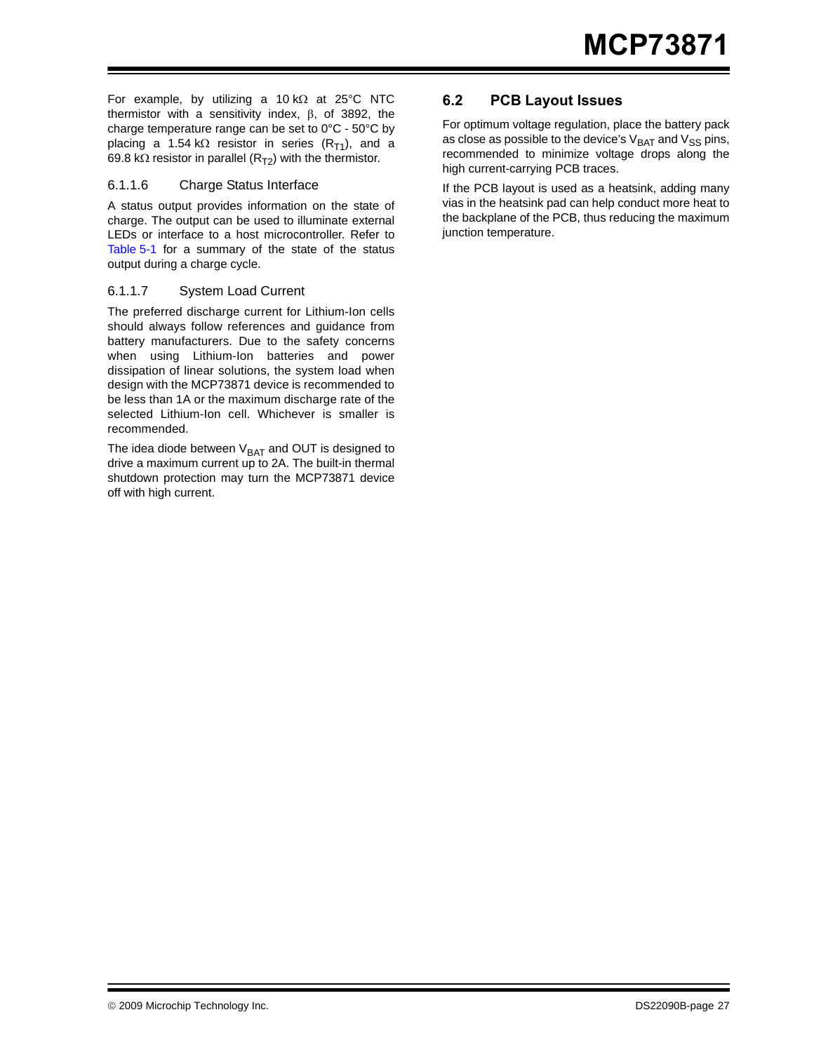For example, by utilizing a 10 kΩ at 25°C NTC thermistor with a sensitivity index, β, of 3892, the charge temperature range can be set to 0°C - 50°C by placing a 1.54 kΩ resistor in series ($R_{T1}$), and a 69.8 kΩ resistor in parallel ($R_{T2}$) with the thermistor.

#### 6.1.1.6 Charge Status Interface

A status output provides information on the state of charge. The output can be used to illuminate external LEDs or interface to a host microcontroller. Refer to Table 5-1 for a summary of the state of the status output during a charge cycle.

#### 6.1.1.7 System Load Current

The preferred discharge current for Lithium-Ion cells should always follow references and guidance from battery manufacturers. Due to the safety concerns when using Lithium-Ion batteries and power dissipation of linear solutions, the system load when design with the MCP73871 device is recommended to be less than 1A or the maximum discharge rate of the selected Lithium-Ion cell. Whichever is smaller is recommended.

The idea diode between $V_{BAT}$ and OUT is designed to drive a maximum current up to 2A. The built-in thermal shutdown protection may turn the MCP73871 device off with high current.

## 6.2 PCB Layout Issues

For optimum voltage regulation, place the battery pack as close as possible to the device's $V_{BAT}$ and $V_{SS}$ pins, recommended to minimize voltage drops along the high current-carrying PCB traces.

If the PCB layout is used as a heatsink, adding many vias in the heatsink pad can help conduct more heat to the backplane of the PCB, thus reducing the maximum junction temperature.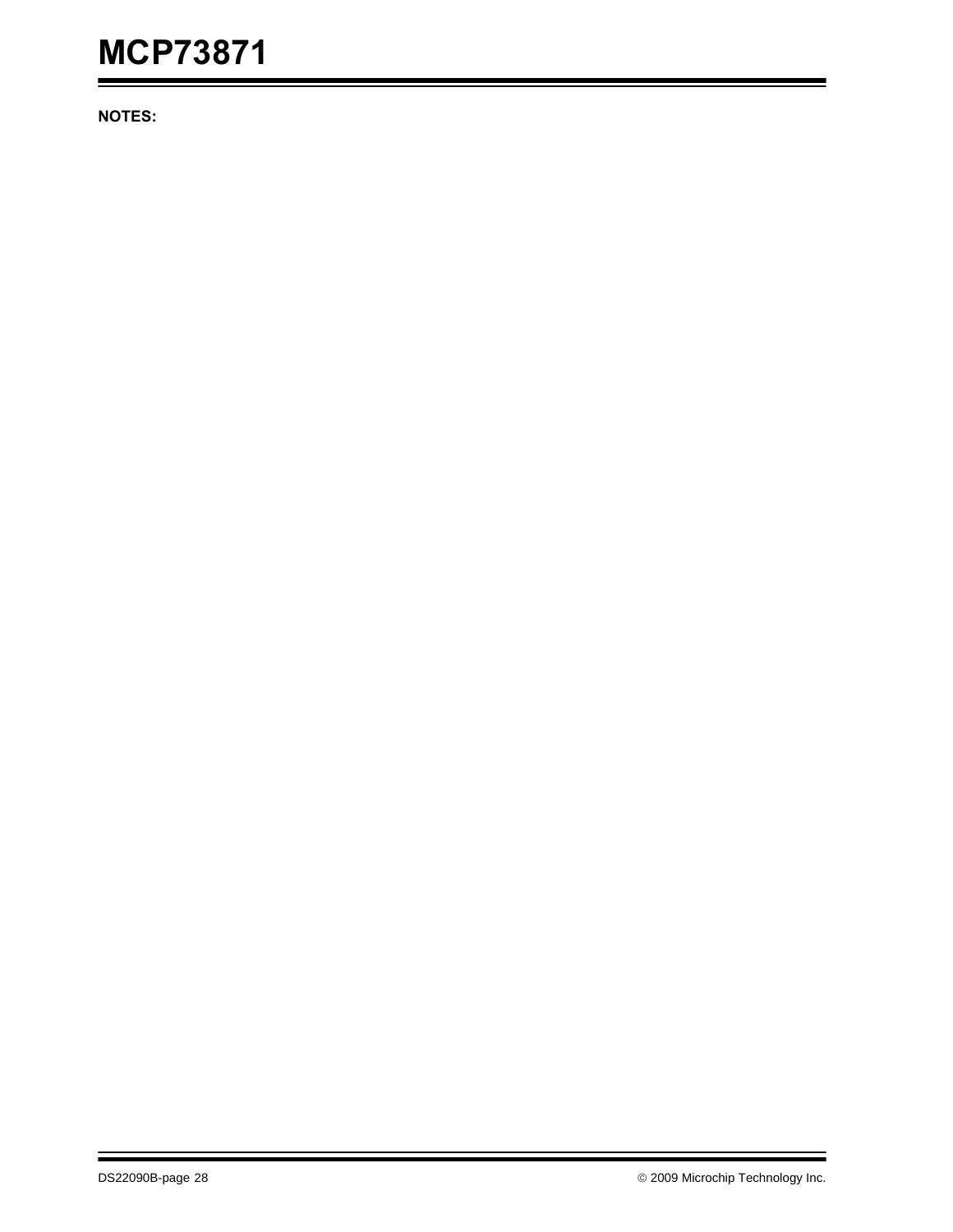**NOTES:**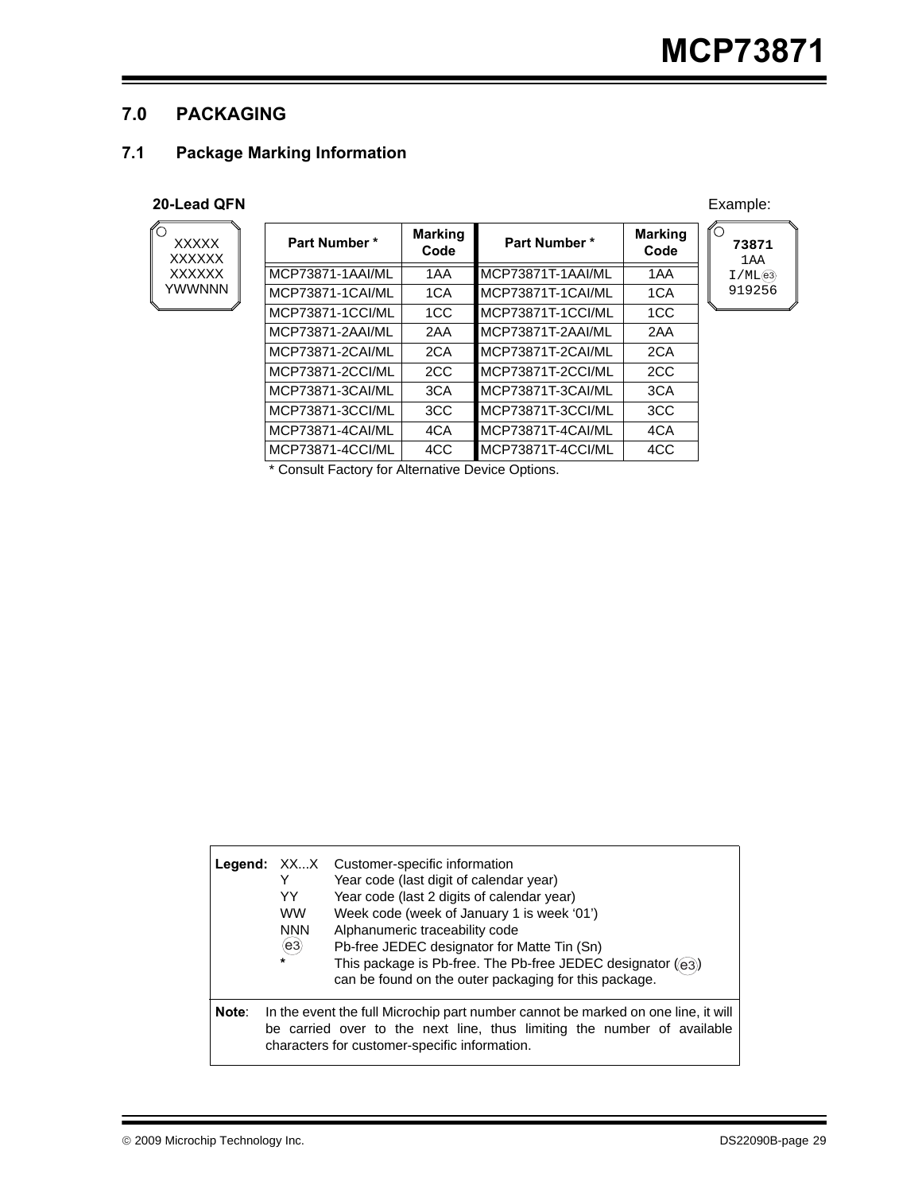## 7.0 PACKAGING

### 7.1 Package Marking Information

**20-Lead QFN**

```
XXXXX
XXXXXX
XXXXXX
YWWNNN
```

| Part Number * | Marking Code | Part Number * | Marking Code |
|---|---|---|---|
| MCP73871-1AAI/ML | 1AA | MCP73871T-1AAI/ML | 1AA |
| MCP73871-1CAI/ML | 1CA | MCP73871T-1CAI/ML | 1CA |
| MCP73871-1CCI/ML | 1CC | MCP73871T-1CCI/ML | 1CC |
| MCP73871-2AAI/ML | 2AA | MCP73871T-2AAI/ML | 2AA |
| MCP73871-2CAI/ML | 2CA | MCP73871T-2CAI/ML | 2CA |
| MCP73871-2CCI/ML | 2CC | MCP73871T-2CCI/ML | 2CC |
| MCP73871-3CAI/ML | 3CA | MCP73871T-3CAI/ML | 3CA |
| MCP73871-3CCI/ML | 3CC | MCP73871T-3CCI/ML | 3CC |
| MCP73871-4CAI/ML | 4CA | MCP73871T-4CAI/ML | 4CA |
| MCP73871-4CCI/ML | 4CC | MCP73871T-4CCI/ML | 4CC |

\* Consult Factory for Alternative Device Options.

Example:

```
73871
1AA
I/ML(e3)
919256
```

**Legend:**

| | |
|---|---|
| XX...X | Customer-specific information |
| Y | Year code (last digit of calendar year) |
| YY | Year code (last 2 digits of calendar year) |
| WW | Week code (week of January 1 is week '01') |
| NNN | Alphanumeric traceability code |
| (e3) | Pb-free JEDEC designator for Matte Tin (Sn) |
| * | This package is Pb-free. The Pb-free JEDEC designator ((e3)) can be found on the outer packaging for this package. |

**Note**: In the event the full Microchip part number cannot be marked on one line, it will be carried over to the next line, thus limiting the number of available characters for customer-specific information.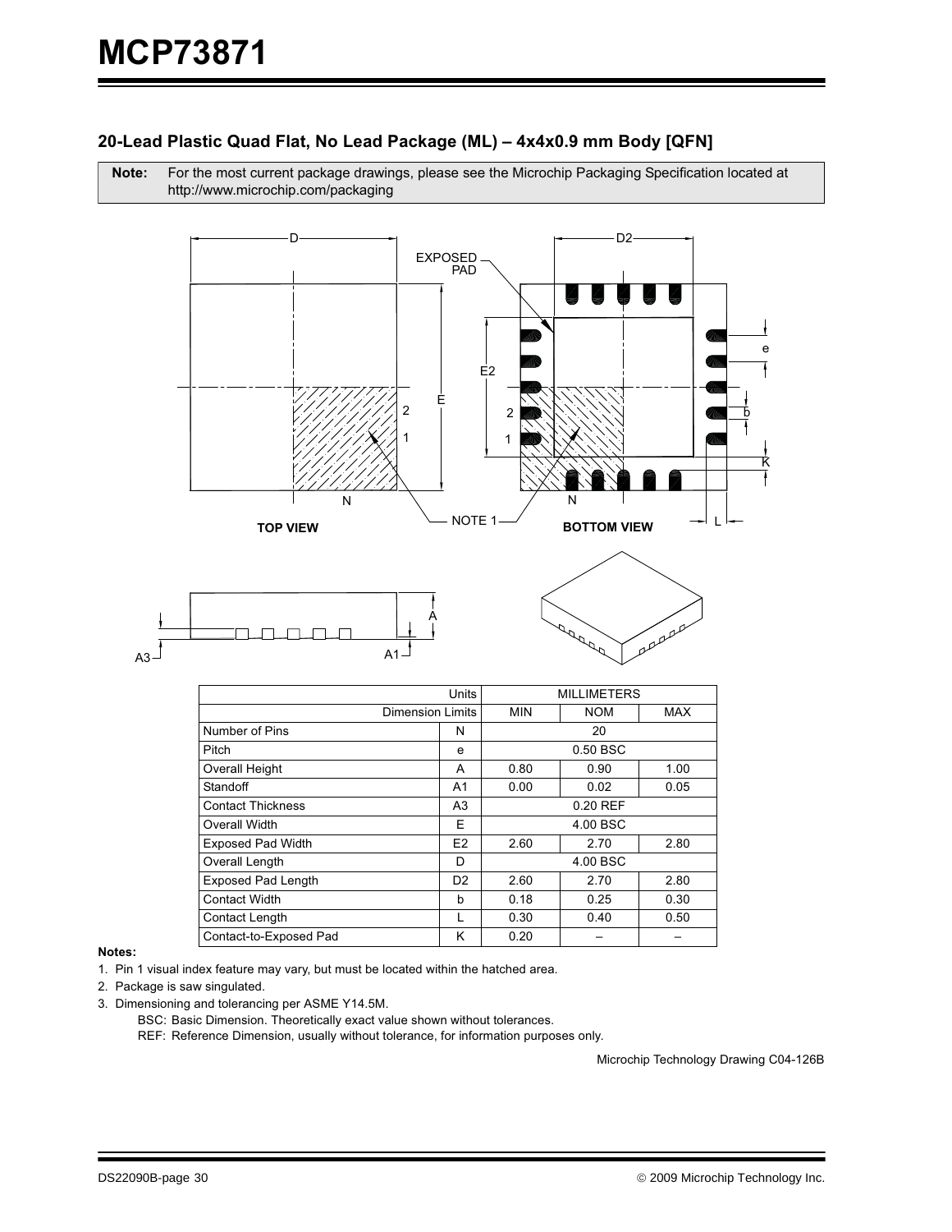## 20-Lead Plastic Quad Flat, No Lead Package (ML) – 4x4x0.9 mm Body [QFN]

**Note:** For the most current package drawings, please see the Microchip Packaging Specification located at http://www.microchip.com/packaging

TOP VIEW

BOTTOM VIEW

| Units | | MILLIMETERS | | |
|---|---|---|---|---|
| Dimension Limits | | MIN | NOM | MAX |
| Number of Pins | N | | 20 | |
| Pitch | e | | 0.50 BSC | |
| Overall Height | A | 0.80 | 0.90 | 1.00 |
| Standoff | A1 | 0.00 | 0.02 | 0.05 |
| Contact Thickness | A3 | | 0.20 REF | |
| Overall Width | E | | 4.00 BSC | |
| Exposed Pad Width | E2 | 2.60 | 2.70 | 2.80 |
| Overall Length | D | | 4.00 BSC | |
| Exposed Pad Length | D2 | 2.60 | 2.70 | 2.80 |
| Contact Width | b | 0.18 | 0.25 | 0.30 |
| Contact Length | L | 0.30 | 0.40 | 0.50 |
| Contact-to-Exposed Pad | K | 0.20 | – | – |

**Notes:**

1. Pin 1 visual index feature may vary, but must be located within the hatched area.
2. Package is saw singulated.
3. Dimensioning and tolerancing per ASME Y14.5M.

   BSC: Basic Dimension. Theoretically exact value shown without tolerances.

   REF: Reference Dimension, usually without tolerance, for information purposes only.

Microchip Technology Drawing C04-126B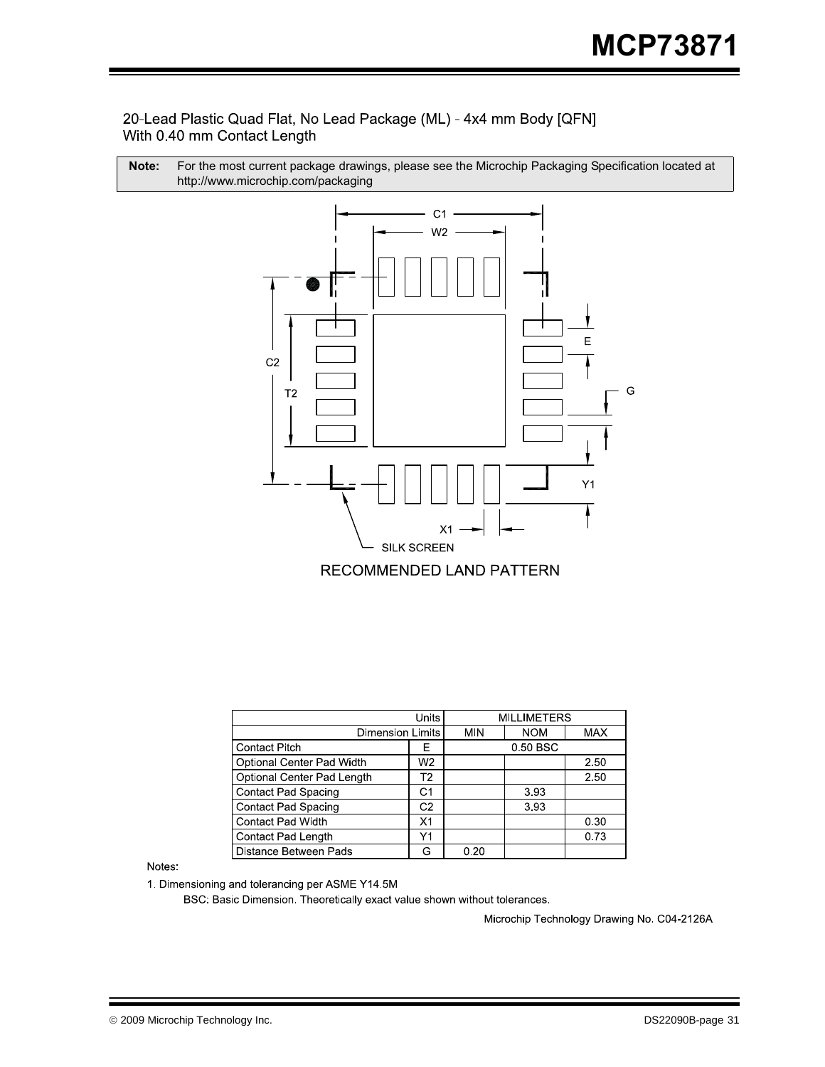## 20-Lead Plastic Quad Flat, No Lead Package (ML) - 4x4 mm Body [QFN] With 0.40 mm Contact Length

**Note:** For the most current package drawings, please see the Microchip Packaging Specification located at http://www.microchip.com/packaging

RECOMMENDED LAND PATTERN

| Units | | MILLIMETERS | | |
|---|---|---|---|---|
| Dimension Limits | | MIN | NOM | MAX |
| Contact Pitch | E | | 0.50 BSC | |
| Optional Center Pad Width | W2 | | | 2.50 |
| Optional Center Pad Length | T2 | | | 2.50 |
| Contact Pad Spacing | C1 | | 3.93 | |
| Contact Pad Spacing | C2 | | 3.93 | |
| Contact Pad Width | X1 | | | 0.30 |
| Contact Pad Length | Y1 | | | 0.73 |
| Distance Between Pads | G | 0.20 | | |

Notes:

1. Dimensioning and tolerancing per ASME Y14.5M

   BSC: Basic Dimension. Theoretically exact value shown without tolerances.

Microchip Technology Drawing No. C04-2126A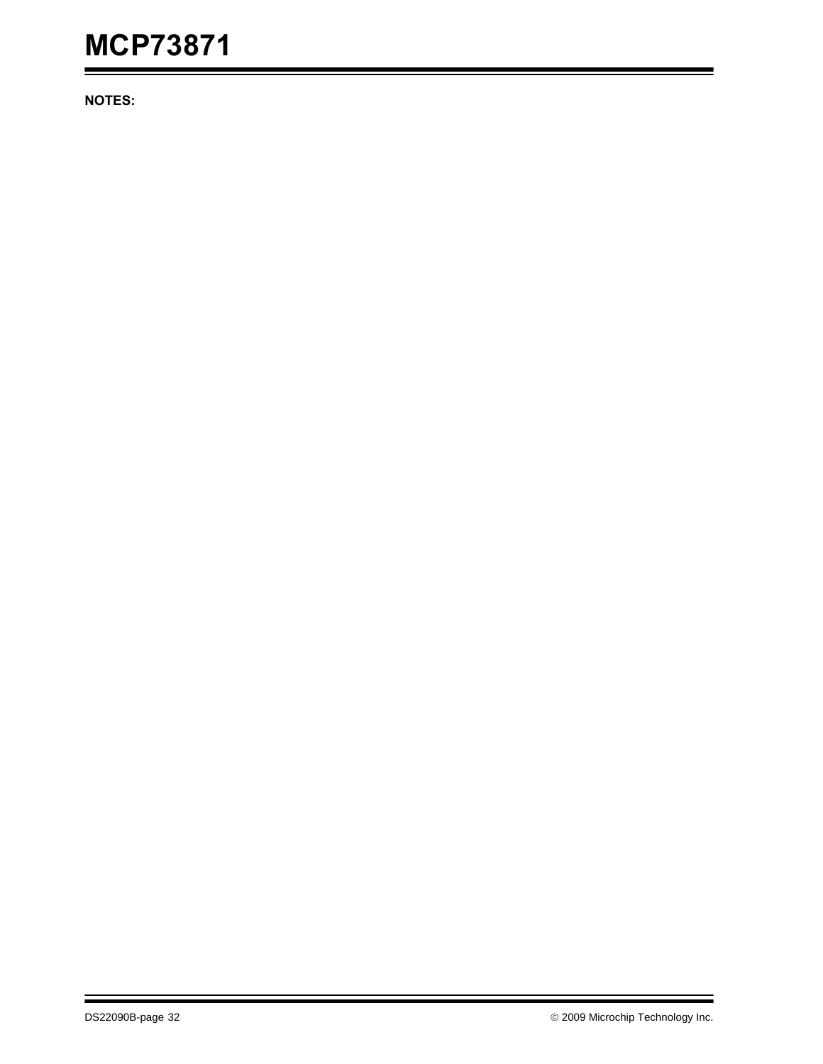**NOTES:**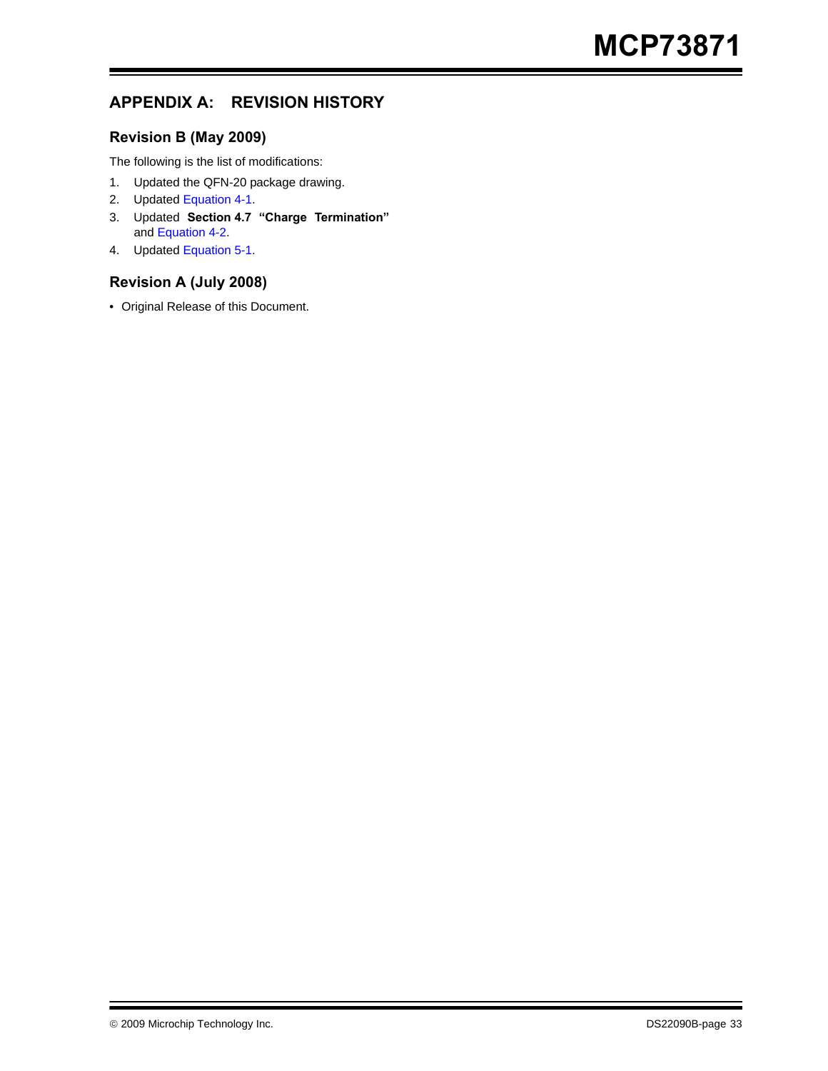# APPENDIX A: REVISION HISTORY

## Revision B (May 2009)

The following is the list of modifications:

1. Updated the QFN-20 package drawing.
2. Updated Equation 4-1.
3. Updated **Section 4.7 "Charge Termination"** and Equation 4-2.
4. Updated Equation 5-1.

## Revision A (July 2008)

- Original Release of this Document.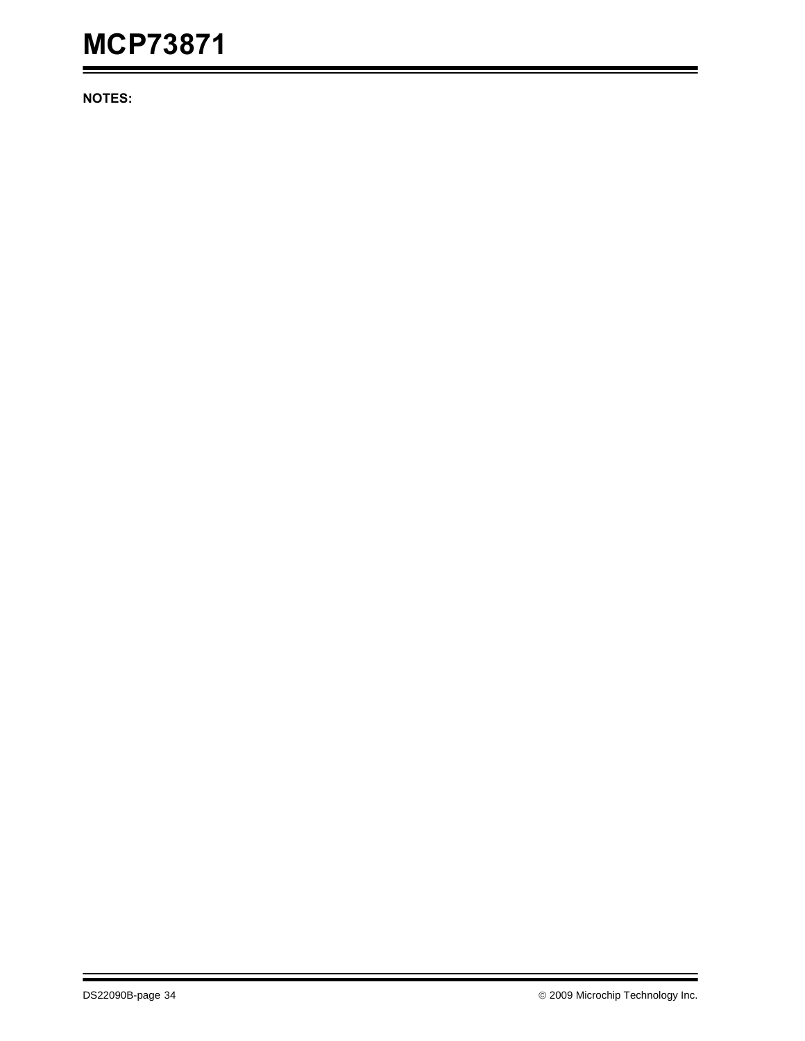**NOTES:**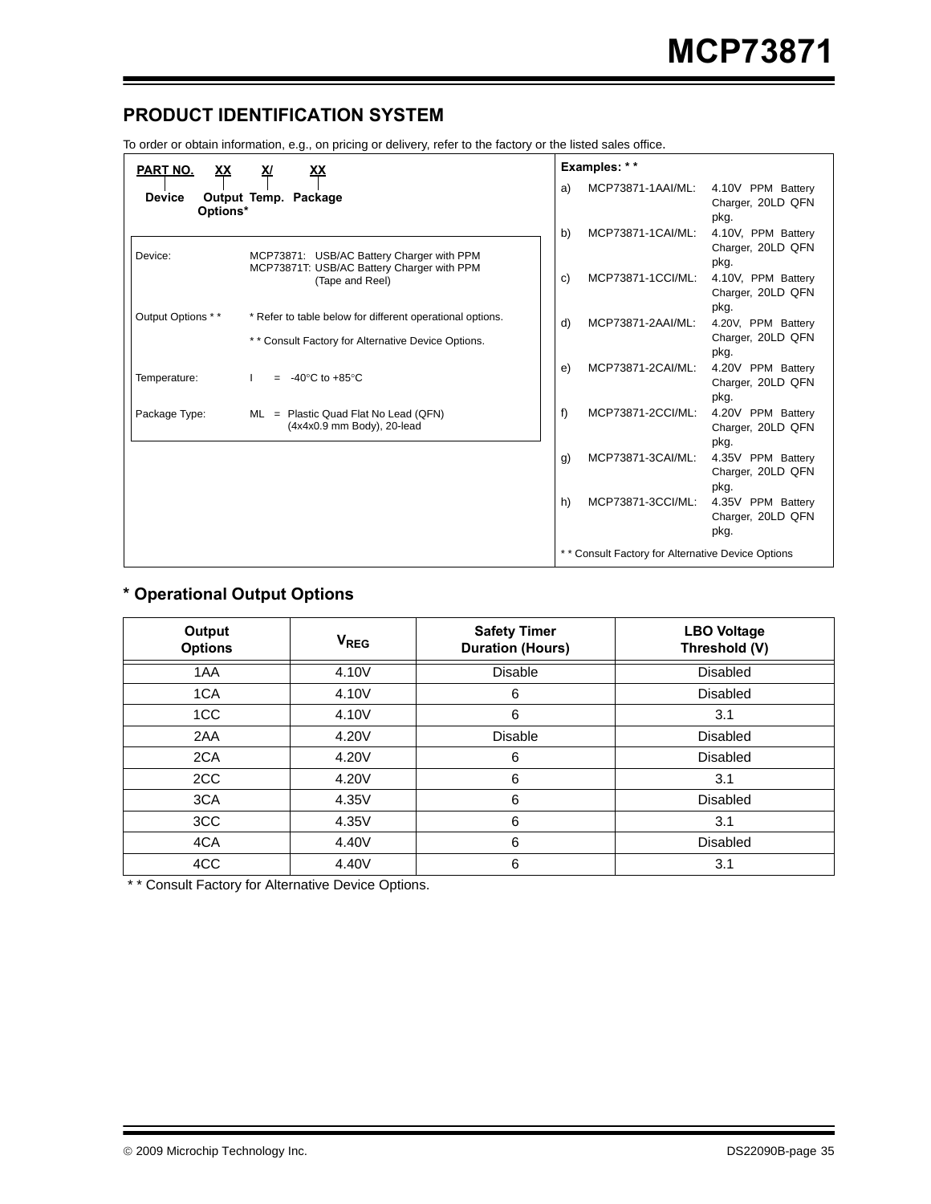## PRODUCT IDENTIFICATION SYSTEM

To order or obtain information, e.g., on pricing or delivery, refer to the factory or the listed sales office.

| PART NO. | XX | X/ | XX |
|---|---|---|---|
| Device | Output Options* | Temp. | Package |

| | |
|---|---|
| Device: | MCP73871: USB/AC Battery Charger with PPM<br>MCP73871T: USB/AC Battery Charger with PPM (Tape and Reel) |
| Output Options * * | * Refer to table below for different operational options.<br>* * Consult Factory for Alternative Device Options. |
| Temperature: | I = -40°C to +85°C |
| Package Type: | ML = Plastic Quad Flat No Lead (QFN) (4x4x0.9 mm Body), 20-lead |

**Examples: * ***

a) MCP73871-1AAI/ML: 4.10V PPM Battery Charger, 20LD QFN pkg.

b) MCP73871-1CAI/ML: 4.10V, PPM Battery Charger, 20LD QFN pkg.

c) MCP73871-1CCI/ML: 4.10V, PPM Battery Charger, 20LD QFN pkg.

d) MCP73871-2AAI/ML: 4.20V, PPM Battery Charger, 20LD QFN pkg.

e) MCP73871-2CAI/ML: 4.20V PPM Battery Charger, 20LD QFN pkg.

f) MCP73871-2CCI/ML: 4.20V PPM Battery Charger, 20LD QFN pkg.

g) MCP73871-3CAI/ML: 4.35V PPM Battery Charger, 20LD QFN pkg.

h) MCP73871-3CCI/ML: 4.35V PPM Battery Charger, 20LD QFN pkg.

* * Consult Factory for Alternative Device Options

### * Operational Output Options

| Output Options | $V_{REG}$ | Safety Timer Duration (Hours) | LBO Voltage Threshold (V) |
|---|---|---|---|
| 1AA | 4.10V | Disable | Disabled |
| 1CA | 4.10V | 6 | Disabled |
| 1CC | 4.10V | 6 | 3.1 |
| 2AA | 4.20V | Disable | Disabled |
| 2CA | 4.20V | 6 | Disabled |
| 2CC | 4.20V | 6 | 3.1 |
| 3CA | 4.35V | 6 | Disabled |
| 3CC | 4.35V | 6 | 3.1 |
| 4CA | 4.40V | 6 | Disabled |
| 4CC | 4.40V | 6 | 3.1 |

* * Consult Factory for Alternative Device Options.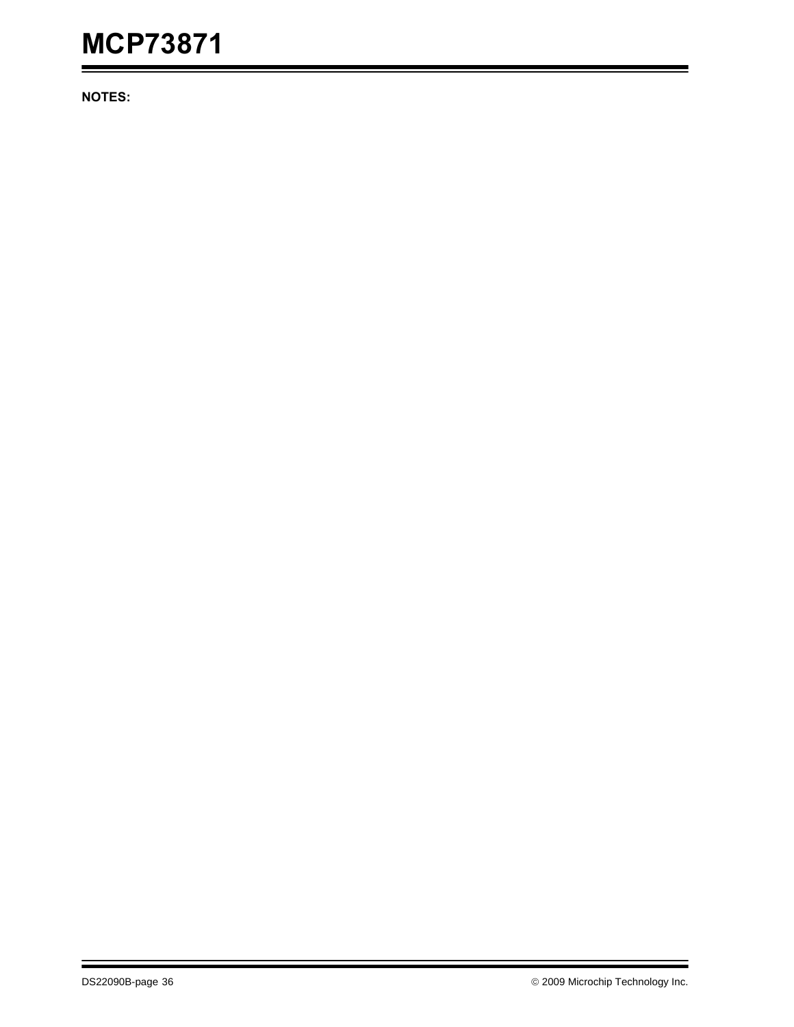**NOTES:**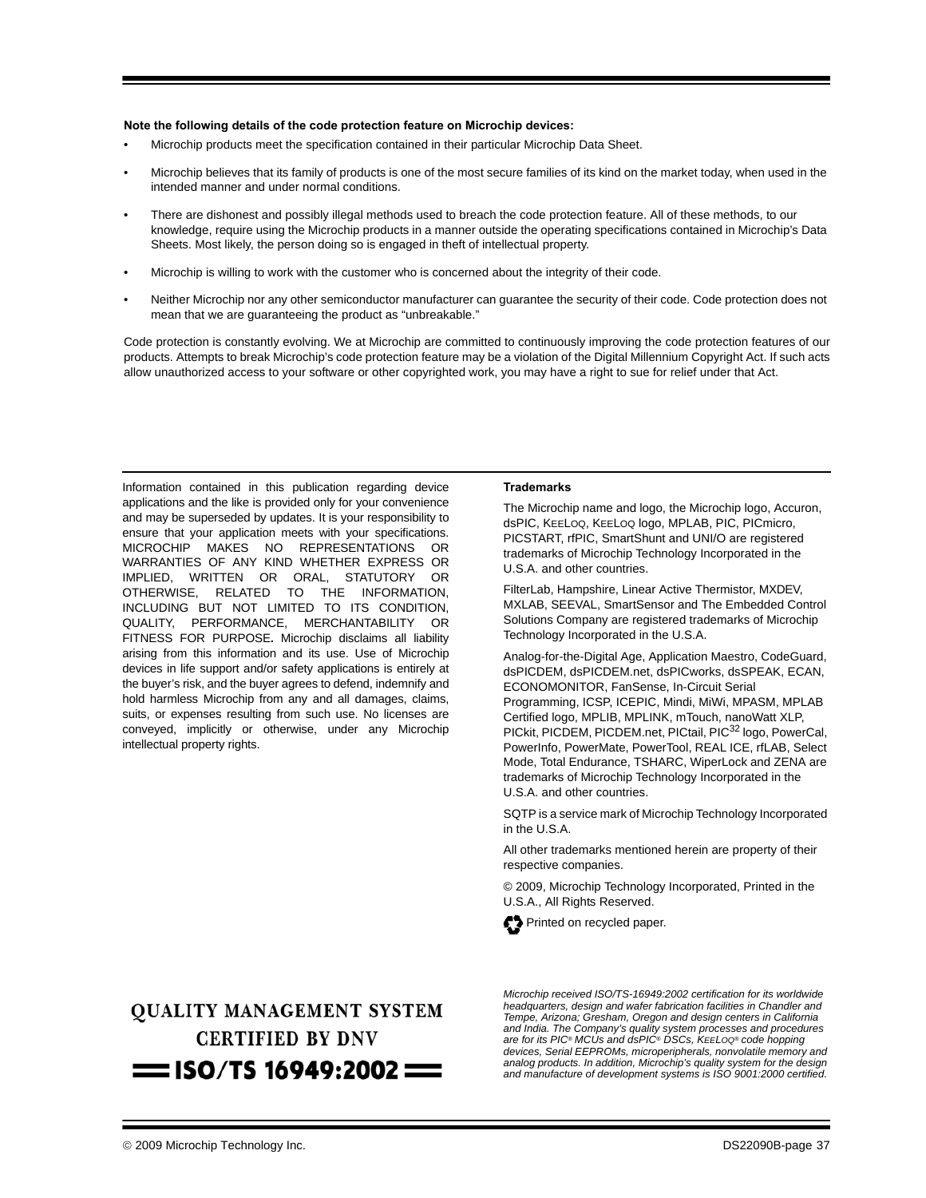**Note the following details of the code protection feature on Microchip devices:**

- Microchip products meet the specification contained in their particular Microchip Data Sheet.
- Microchip believes that its family of products is one of the most secure families of its kind on the market today, when used in the intended manner and under normal conditions.
- There are dishonest and possibly illegal methods used to breach the code protection feature. All of these methods, to our knowledge, require using the Microchip products in a manner outside the operating specifications contained in Microchip's Data Sheets. Most likely, the person doing so is engaged in theft of intellectual property.
- Microchip is willing to work with the customer who is concerned about the integrity of their code.
- Neither Microchip nor any other semiconductor manufacturer can guarantee the security of their code. Code protection does not mean that we are guaranteeing the product as “unbreakable.”

Code protection is constantly evolving. We at Microchip are committed to continuously improving the code protection features of our products. Attempts to break Microchip's code protection feature may be a violation of the Digital Millennium Copyright Act. If such acts allow unauthorized access to your software or other copyrighted work, you may have a right to sue for relief under that Act.

Information contained in this publication regarding device applications and the like is provided only for your convenience and may be superseded by updates. It is your responsibility to ensure that your application meets with your specifications. MICROCHIP MAKES NO REPRESENTATIONS OR WARRANTIES OF ANY KIND WHETHER EXPRESS OR IMPLIED, WRITTEN OR ORAL, STATUTORY OR OTHERWISE, RELATED TO THE INFORMATION, INCLUDING BUT NOT LIMITED TO ITS CONDITION, QUALITY, PERFORMANCE, MERCHANTABILITY OR FITNESS FOR PURPOSE**.** Microchip disclaims all liability arising from this information and its use. Use of Microchip devices in life support and/or safety applications is entirely at the buyer's risk, and the buyer agrees to defend, indemnify and hold harmless Microchip from any and all damages, claims, suits, or expenses resulting from such use. No licenses are conveyed, implicitly or otherwise, under any Microchip intellectual property rights.

**Trademarks**

The Microchip name and logo, the Microchip logo, Accuron, dsPIC, KEELOQ, KEELOQ logo, MPLAB, PIC, PICmicro, PICSTART, rfPIC, SmartShunt and UNI/O are registered trademarks of Microchip Technology Incorporated in the U.S.A. and other countries.

FilterLab, Hampshire, Linear Active Thermistor, MXDEV, MXLAB, SEEVAL, SmartSensor and The Embedded Control Solutions Company are registered trademarks of Microchip Technology Incorporated in the U.S.A.

Analog-for-the-Digital Age, Application Maestro, CodeGuard, dsPICDEM, dsPICDEM.net, dsPICworks, dsSPEAK, ECAN, ECONOMONITOR, FanSense, In-Circuit Serial Programming, ICSP, ICEPIC, Mindi, MiWi, MPASM, MPLAB Certified logo, MPLIB, MPLINK, mTouch, nanoWatt XLP, PICkit, PICDEM, PICDEM.net, PICtail, PIC$^{32}$ logo, PowerCal, PowerInfo, PowerMate, PowerTool, REAL ICE, rfLAB, Select Mode, Total Endurance, TSHARC, WiperLock and ZENA are trademarks of Microchip Technology Incorporated in the U.S.A. and other countries.

SQTP is a service mark of Microchip Technology Incorporated in the U.S.A.

All other trademarks mentioned herein are property of their respective companies.

© 2009, Microchip Technology Incorporated, Printed in the U.S.A., All Rights Reserved.

Printed on recycled paper.

QUALITY MANAGEMENT SYSTEM
CERTIFIED BY DNV
ISO/TS 16949:2002

*Microchip received ISO/TS-16949:2002 certification for its worldwide headquarters, design and wafer fabrication facilities in Chandler and Tempe, Arizona; Gresham, Oregon and design centers in California and India. The Company's quality system processes and procedures are for its PIC® MCUs and dsPIC® DSCs, KEELOQ® code hopping devices, Serial EEPROMs, microperipherals, nonvolatile memory and analog products. In addition, Microchip's quality system for the design and manufacture of development systems is ISO 9001:2000 certified.*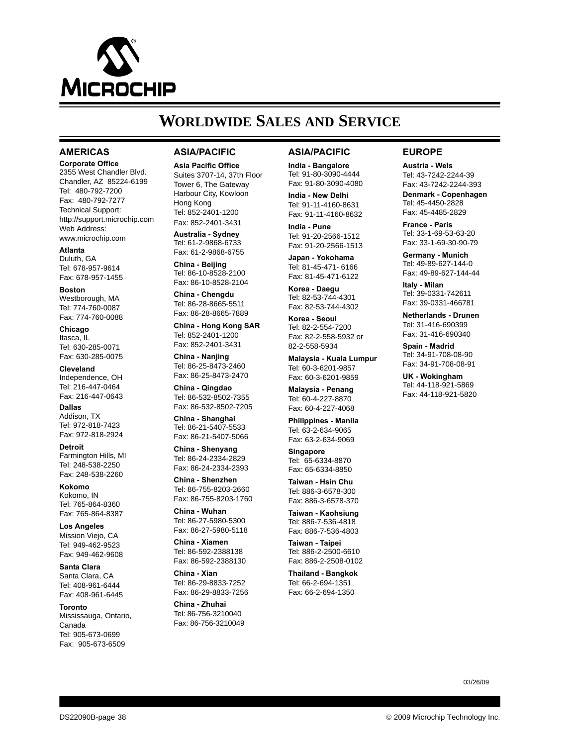# WORLDWIDE SALES AND SERVICE

## AMERICAS

**Corporate Office**
2355 West Chandler Blvd.
Chandler, AZ 85224-6199
Tel: 480-792-7200
Fax: 480-792-7277
Technical Support:
http://support.microchip.com
Web Address:
www.microchip.com

**Atlanta**
Duluth, GA
Tel: 678-957-9614
Fax: 678-957-1455

**Boston**
Westborough, MA
Tel: 774-760-0087
Fax: 774-760-0088

**Chicago**
Itasca, IL
Tel: 630-285-0071
Fax: 630-285-0075

**Cleveland**
Independence, OH
Tel: 216-447-0464
Fax: 216-447-0643

**Dallas**
Addison, TX
Tel: 972-818-7423
Fax: 972-818-2924

**Detroit**
Farmington Hills, MI
Tel: 248-538-2250
Fax: 248-538-2260

**Kokomo**
Kokomo, IN
Tel: 765-864-8360
Fax: 765-864-8387

**Los Angeles**
Mission Viejo, CA
Tel: 949-462-9523
Fax: 949-462-9608

**Santa Clara**
Santa Clara, CA
Tel: 408-961-6444
Fax: 408-961-6445

**Toronto**
Mississauga, Ontario, Canada
Tel: 905-673-0699
Fax: 905-673-6509

## ASIA/PACIFIC

**Asia Pacific Office**
Suites 3707-14, 37th Floor
Tower 6, The Gateway
Harbour City, Kowloon
Hong Kong
Tel: 852-2401-1200
Fax: 852-2401-3431

**Australia - Sydney**
Tel: 61-2-9868-6733
Fax: 61-2-9868-6755

**China - Beijing**
Tel: 86-10-8528-2100
Fax: 86-10-8528-2104

**China - Chengdu**
Tel: 86-28-8665-5511
Fax: 86-28-8665-7889

**China - Hong Kong SAR**
Tel: 852-2401-1200
Fax: 852-2401-3431

**China - Nanjing**
Tel: 86-25-8473-2460
Fax: 86-25-8473-2470

**China - Qingdao**
Tel: 86-532-8502-7355
Fax: 86-532-8502-7205

**China - Shanghai**
Tel: 86-21-5407-5533
Fax: 86-21-5407-5066

**China - Shenyang**
Tel: 86-24-2334-2829
Fax: 86-24-2334-2393

**China - Shenzhen**
Tel: 86-755-8203-2660
Fax: 86-755-8203-1760

**China - Wuhan**
Tel: 86-27-5980-5300
Fax: 86-27-5980-5118

**China - Xiamen**
Tel: 86-592-2388138
Fax: 86-592-2388130

**China - Xian**
Tel: 86-29-8833-7252
Fax: 86-29-8833-7256

**China - Zhuhai**
Tel: 86-756-3210040
Fax: 86-756-3210049

## ASIA/PACIFIC

**India - Bangalore**
Tel: 91-80-3090-4444
Fax: 91-80-3090-4080

**India - New Delhi**
Tel: 91-11-4160-8631
Fax: 91-11-4160-8632

**India - Pune**
Tel: 91-20-2566-1512
Fax: 91-20-2566-1513

**Japan - Yokohama**
Tel: 81-45-471- 6166
Fax: 81-45-471-6122

**Korea - Daegu**
Tel: 82-53-744-4301
Fax: 82-53-744-4302

**Korea - Seoul**
Tel: 82-2-554-7200
Fax: 82-2-558-5932 or 82-2-558-5934

**Malaysia - Kuala Lumpur**
Tel: 60-3-6201-9857
Fax: 60-3-6201-9859

**Malaysia - Penang**
Tel: 60-4-227-8870
Fax: 60-4-227-4068

**Philippines - Manila**
Tel: 63-2-634-9065
Fax: 63-2-634-9069

**Singapore**
Tel: 65-6334-8870
Fax: 65-6334-8850

**Taiwan - Hsin Chu**
Tel: 886-3-6578-300
Fax: 886-3-6578-370

**Taiwan - Kaohsiung**
Tel: 886-7-536-4818
Fax: 886-7-536-4803

**Taiwan - Taipei**
Tel: 886-2-2500-6610
Fax: 886-2-2508-0102

**Thailand - Bangkok**
Tel: 66-2-694-1351
Fax: 66-2-694-1350

## EUROPE

**Austria - Wels**
Tel: 43-7242-2244-39
Fax: 43-7242-2244-393

**Denmark - Copenhagen**
Tel: 45-4450-2828
Fax: 45-4485-2829

**France - Paris**
Tel: 33-1-69-53-63-20
Fax: 33-1-69-30-90-79

**Germany - Munich**
Tel: 49-89-627-144-0
Fax: 49-89-627-144-44

**Italy - Milan**
Tel: 39-0331-742611
Fax: 39-0331-466781

**Netherlands - Drunen**
Tel: 31-416-690399
Fax: 31-416-690340

**Spain - Madrid**
Tel: 34-91-708-08-90
Fax: 34-91-708-08-91

**UK - Wokingham**
Tel: 44-118-921-5869
Fax: 44-118-921-5820

03/26/09